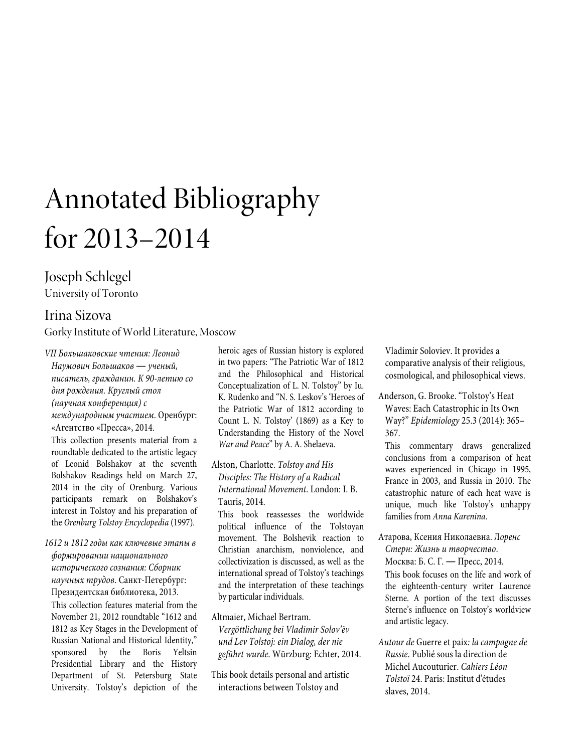# Annotated Bibliography for 2013–2014

## Joseph Schlegel

University of Toronto

## Irina Sizova

Gorky Institute of World Literature, Moscow

*VII Большаковские чтения: Леонид Наумович Большаков — ученый, писатель, гражданин. К 90-летию со дня рождения. Круглый стол (научная конференция) с международным участием*. Оренбург: «Агентство «Пресса», 2014.

This collection presents material from a roundtable dedicated to the artistic legacy of Leonid Bolshakov at the seventh Bolshakov Readings held on March 27, 2014 in the city of Orenburg. Various participants remark on Bolshakov's interest in Tolstoy and his preparation of the *Orenburg Tolstoy Encyclopedia* (1997).

*1612 и 1812 годы как ключевые этапы в формировании национального исторического сознания: Сборник научных трудов*. Санкт-Петербург: Президентская библиотека, 2013.

This collection features material from the November 21, 2012 roundtable "1612 and 1812 as Key Stages in the Development of Russian National and Historical Identity," sponsored by the Boris Yeltsin Presidential Library and the History Department of St. Petersburg State University. Tolstoy's depiction of the heroic ages of Russian history is explored in two papers: "The Patriotic War of 1812 and the Philosophical and Historical Conceptualization of L. N. Tolstoy" by Iu. K. Rudenko and "N. S. Leskov's 'Heroes of the Patriotic War of 1812 according to Count L. N. Tolstoy' (1869) as a Key to Understanding the History of the Novel *War and Peace*" by A. A. Shelaeva.

Alston, Charlotte. *Tolstoy and His Disciples: The History of a Radical International Movement*. London: I. B. Tauris, 2014.

This book reassesses the worldwide political influence of the Tolstoyan movement. The Bolshevik reaction to Christian anarchism, nonviolence, and collectivization is discussed, as well as the international spread of Tolstoy's teachings and the interpretation of these teachings by particular individuals.

Altmaier, Michael Bertram. *Vergöttlichung bei Vladimir Solov'ëv und Lev Tolstoj: ein Dialog, der nie geführt wurde*. Würzburg: Echter, 2014.

This book details personal and artistic interactions between Tolstoy and Vladimir Soloviev. It provides a comparative analysis of their religious, cosmological, and philosophical views.

Anderson, G. Brooke. "Tolstoy's Heat Waves: Each Catastrophic in Its Own Way?" *Epidemiology* 25.3 (2014): 365–367.

This commentary draws generalized conclusions from a comparison of heat waves experienced in Chicago in 1995, France in 2003, and Russia in 2010. The catastrophic nature of each heat wave is unique, much like Tolstoy's unhappy families from *Anna Karenina*.

Атарова, Ксения Николаевна. *Лоренс Стерн: Жизнь и творчество*. Москва: Б. С. Г. — Пресс, 2014.

This book focuses on the life and work of the eighteenth-century writer Laurence Sterne. A portion of the text discusses Sterne's influence on Tolstoy's worldview and artistic legacy.

*Autour de* Guerre et paix*: la campagne de Russie*. Publié sous la direction de Michel Aucouturier. *Cahiers Léon Tolstoï* 24. Paris: Institut d'études slaves, 2014.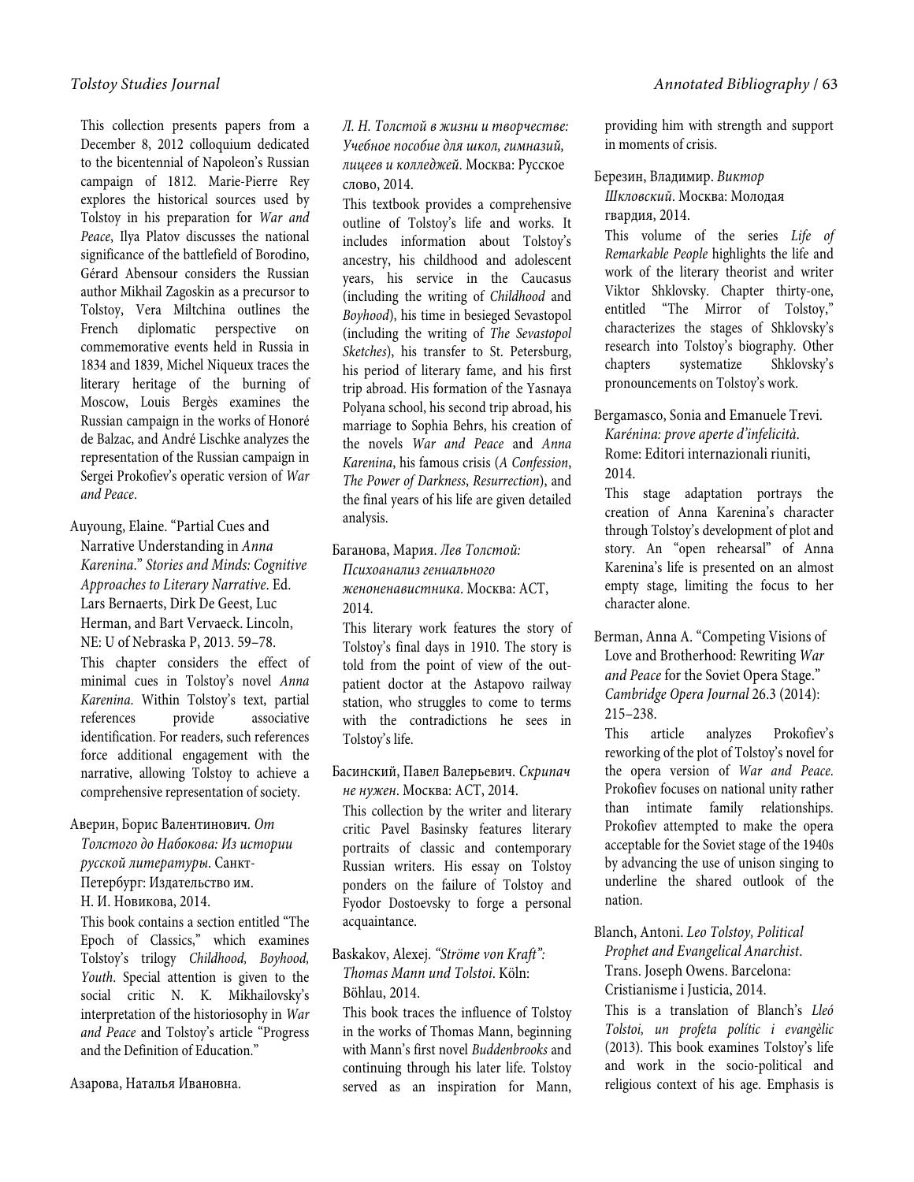This collection presents papers from a December 8, 2012 colloquium dedicated to the bicentennial of Napoleon's Russian campaign of 1812. Marie-Pierre Rey explores the historical sources used by Tolstoy in his preparation for *War and Peace*, Ilya Platov discusses the national significance of the battlefield of Borodino, Gérard Abensour considers the Russian author Mikhail Zagoskin as a precursor to Tolstoy, Vera Miltchina outlines the French diplomatic perspective on commemorative events held in Russia in 1834 and 1839, Michel Niqueux traces the literary heritage of the burning of Moscow, Louis Bergès examines the Russian campaign in the works of Honoré de Balzac, and André Lischke analyzes the representation of the Russian campaign in Sergei Prokofiev's operatic version of *War and Peace*.

Auyoung, Elaine. "Partial Cues and Narrative Understanding in *Anna Karenina*." *Stories and Minds: Cognitive Approaches to Literary Narrative*. Ed. Lars Bernaerts, Dirk De Geest, Luc Herman, and Bart Vervaeck. Lincoln, NE: U of Nebraska P, 2013. 59–78.

This chapter considers the effect of minimal cues in Tolstoy's novel *Anna Karenina*. Within Tolstoy's text, partial references provide associative identification. For readers, such references force additional engagement with the narrative, allowing Tolstoy to achieve a comprehensive representation of society.

Аверин, Борис Валентинович. *От Толстого до Набокова: Из истории русской литературы*. Санкт-Петербург: Издательство им. Н. И. Новикова, 2014.

This book contains a section entitled "The Epoch of Classics," which examines Tolstoy's trilogy *Childhood, Boyhood, Youth*. Special attention is given to the social critic N. K. Mikhailovsky's interpretation of the historiosophy in *War and Peace* and Tolstoy's article "Progress and the Definition of Education."

Азарова, Наталья Ивановна. *Л. Н. Толстой в жизни и творчестве: Учебное пособие для школ, гимназий, лицеев и колледжей*. Москва: Русское слово, 2014.

This textbook provides a comprehensive outline of Tolstoy's life and works. It includes information about Tolstoy's ancestry, his childhood and adolescent years, his service in the Caucasus (including the writing of *Childhood* and *Boyhood*), his time in besieged Sevastopol (including the writing of *The Sevastopol Sketches*), his transfer to St. Petersburg, his period of literary fame, and his first trip abroad. His formation of the Yasnaya Polyana school, his second trip abroad, his marriage to Sophia Behrs, his creation of the novels *War and Peace* and *Anna Karenina*, his famous crisis (*A Confession*, *The Power of Darkness*, *Resurrection*), and the final years of his life are given detailed analysis.

Баганова, Мария. *Лев Толстой: Психоанализ гениального женоненавистника*. Москва: АСТ, 2014.

This literary work features the story of Tolstoy's final days in 1910. The story is told from the point of view of the out-patient doctor at the Astapovo railway station, who struggles to come to terms with the contradictions he sees in Tolstoy's life.

Басинский, Павел Валерьевич. *Скрипач не нужен*. Москва: АСТ, 2014.

This collection by the writer and literary critic Pavel Basinsky features literary portraits of classic and contemporary Russian writers. His essay on Tolstoy ponders on the failure of Tolstoy and Fyodor Dostoevsky to forge a personal acquaintance.

Baskakov, Alexej. *"Ströme von Kraft": Thomas Mann und Tolstoi*. Köln: Böhlau, 2014.

This book traces the influence of Tolstoy in the works of Thomas Mann, beginning with Mann's first novel *Buddenbrooks* and continuing through his later life. Tolstoy served as an inspiration for Mann, providing him with strength and support in moments of crisis.

Березин, Владимир. *Виктор Шкловский*. Москва: Молодая гвардия, 2014.

This volume of the series *Life of Remarkable People* highlights the life and work of the literary theorist and writer Viktor Shklovsky. Chapter thirty-one, entitled "The Mirror of Tolstoy," characterizes the stages of Shklovsky's research into Tolstoy's biography. Other chapters systematize Shklovsky's pronouncements on Tolstoy's work.

Bergamasco, Sonia and Emanuele Trevi. *Karénina: prove aperte d'infelicità*. Rome: Editori internazionali riuniti, 2014.

This stage adaptation portrays the creation of Anna Karenina's character through Tolstoy's development of plot and story. An "open rehearsal" of Anna Karenina's life is presented on an almost empty stage, limiting the focus to her character alone.

Berman, Anna A. "Competing Visions of Love and Brotherhood: Rewriting *War and Peace* for the Soviet Opera Stage." *Cambridge Opera Journal* 26.3 (2014): 215–238.

This article analyzes Prokofiev's reworking of the plot of Tolstoy's novel for the opera version of *War and Peace*. Prokofiev focuses on national unity rather than intimate family relationships. Prokofiev attempted to make the opera acceptable for the Soviet stage of the 1940s by advancing the use of unison singing to underline the shared outlook of the nation.

Blanch, Antoni. *Leo Tolstoy, Political Prophet and Evangelical Anarchist*. Trans. Joseph Owens. Barcelona: Cristianisme i Justicia, 2014.

This is a translation of Blanch's *Lleó Tolstoi, un profeta polític i evangèlic* (2013). This book examines Tolstoy's life and work in the socio-political and religious context of his age. Emphasis is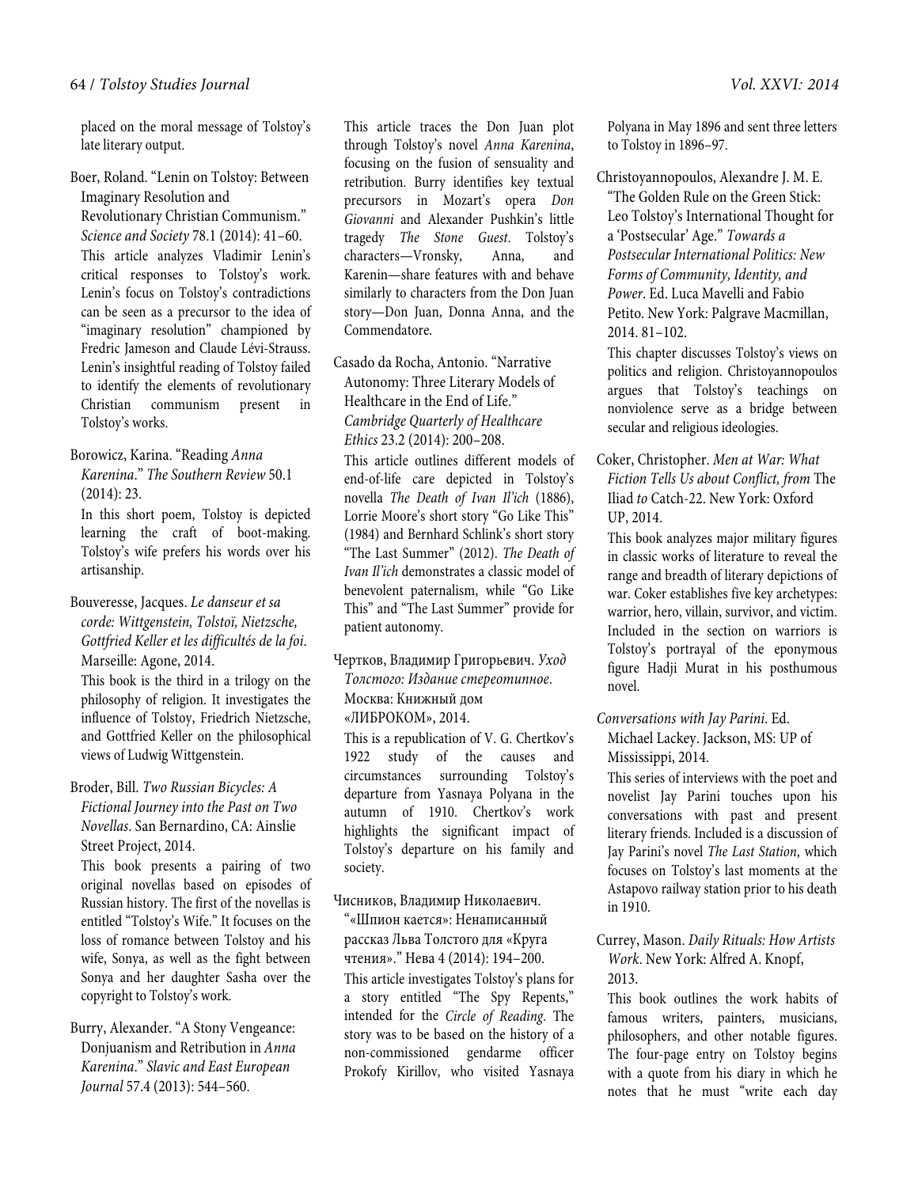placed on the moral message of Tolstoy's late literary output.

Boer, Roland. "Lenin on Tolstoy: Between Imaginary Resolution and Revolutionary Christian Communism." *Science and Society* 78.1 (2014): 41–60.
This article analyzes Vladimir Lenin's critical responses to Tolstoy's work. Lenin's focus on Tolstoy's contradictions can be seen as a precursor to the idea of "imaginary resolution" championed by Fredric Jameson and Claude Lévi-Strauss. Lenin's insightful reading of Tolstoy failed to identify the elements of revolutionary Christian communism present in Tolstoy's works.

Borowicz, Karina. "Reading *Anna Karenina*." *The Southern Review* 50.1 (2014): 23.
In this short poem, Tolstoy is depicted learning the craft of boot-making. Tolstoy's wife prefers his words over his artisanship.

Bouveresse, Jacques. *Le danseur et sa corde: Wittgenstein, Tolstoï, Nietzsche, Gottfried Keller et les difficultés de la foi*. Marseille: Agone, 2014.
This book is the third in a trilogy on the philosophy of religion. It investigates the influence of Tolstoy, Friedrich Nietzsche, and Gottfried Keller on the philosophical views of Ludwig Wittgenstein.

Broder, Bill. *Two Russian Bicycles: A Fictional Journey into the Past on Two Novellas*. San Bernardino, CA: Ainslie Street Project, 2014.
This book presents a pairing of two original novellas based on episodes of Russian history. The first of the novellas is entitled "Tolstoy's Wife." It focuses on the loss of romance between Tolstoy and his wife, Sonya, as well as the fight between Sonya and her daughter Sasha over the copyright to Tolstoy's work.

Burry, Alexander. "A Stony Vengeance: Donjuanism and Retribution in *Anna Karenina*." *Slavic and East European Journal* 57.4 (2013): 544–560.
This article traces the Don Juan plot through Tolstoy's novel *Anna Karenina*, focusing on the fusion of sensuality and retribution. Burry identifies key textual precursors in Mozart's opera *Don Giovanni* and Alexander Pushkin's little tragedy *The Stone Guest*. Tolstoy's characters—Vronsky, Anna, and Karenin—share features with and behave similarly to characters from the Don Juan story—Don Juan, Donna Anna, and the Commendatore.

Casado da Rocha, Antonio. "Narrative Autonomy: Three Literary Models of Healthcare in the End of Life." *Cambridge Quarterly of Healthcare Ethics* 23.2 (2014): 200–208.
This article outlines different models of end-of-life care depicted in Tolstoy's novella *The Death of Ivan Il'ich* (1886), Lorrie Moore's short story "Go Like This" (1984) and Bernhard Schlink's short story "The Last Summer" (2012). *The Death of Ivan Il'ich* demonstrates a classic model of benevolent paternalism, while "Go Like This" and "The Last Summer" provide for patient autonomy.

Чертков, Владимир Григорьевич. *Уход Толстого: Издание стереотипное*. Москва: Книжный дом «ЛИБРОКОМ», 2014.
This is a republication of V. G. Chertkov's 1922 study of the causes and circumstances surrounding Tolstoy's departure from Yasnaya Polyana in the autumn of 1910. Chertkov's work highlights the significant impact of Tolstoy's departure on his family and society.

Чисников, Владимир Николаевич. "«Шпион кается»: Ненаписанный рассказ Льва Толстого для «Круга чтения»." Нева 4 (2014): 194–200.
This article investigates Tolstoy's plans for a story entitled "The Spy Repents," intended for the *Circle of Reading*. The story was to be based on the history of a non-commissioned gendarme officer Prokofy Kirillov, who visited Yasnaya Polyana in May 1896 and sent three letters to Tolstoy in 1896–97.

Christoyannopoulos, Alexandre J. M. E. "The Golden Rule on the Green Stick: Leo Tolstoy's International Thought for a 'Postsecular' Age." *Towards a Postsecular International Politics: New Forms of Community, Identity, and Power*. Ed. Luca Mavelli and Fabio Petito. New York: Palgrave Macmillan, 2014. 81–102.
This chapter discusses Tolstoy's views on politics and religion. Christoyannopoulos argues that Tolstoy's teachings on nonviolence serve as a bridge between secular and religious ideologies.

Coker, Christopher. *Men at War: What Fiction Tells Us about Conflict, from* The Iliad *to* Catch-22. New York: Oxford UP, 2014.
This book analyzes major military figures in classic works of literature to reveal the range and breadth of literary depictions of war. Coker establishes five key archetypes: warrior, hero, villain, survivor, and victim. Included in the section on warriors is Tolstoy's portrayal of the eponymous figure Hadji Murat in his posthumous novel.

*Conversations with Jay Parini*. Ed. Michael Lackey. Jackson, MS: UP of Mississippi, 2014.
This series of interviews with the poet and novelist Jay Parini touches upon his conversations with past and present literary friends. Included is a discussion of Jay Parini's novel *The Last Station*, which focuses on Tolstoy's last moments at the Astapovo railway station prior to his death in 1910.

Currey, Mason. *Daily Rituals: How Artists Work*. New York: Alfred A. Knopf, 2013.
This book outlines the work habits of famous writers, painters, musicians, philosophers, and other notable figures. The four-page entry on Tolstoy begins with a quote from his diary in which he notes that he must "write each day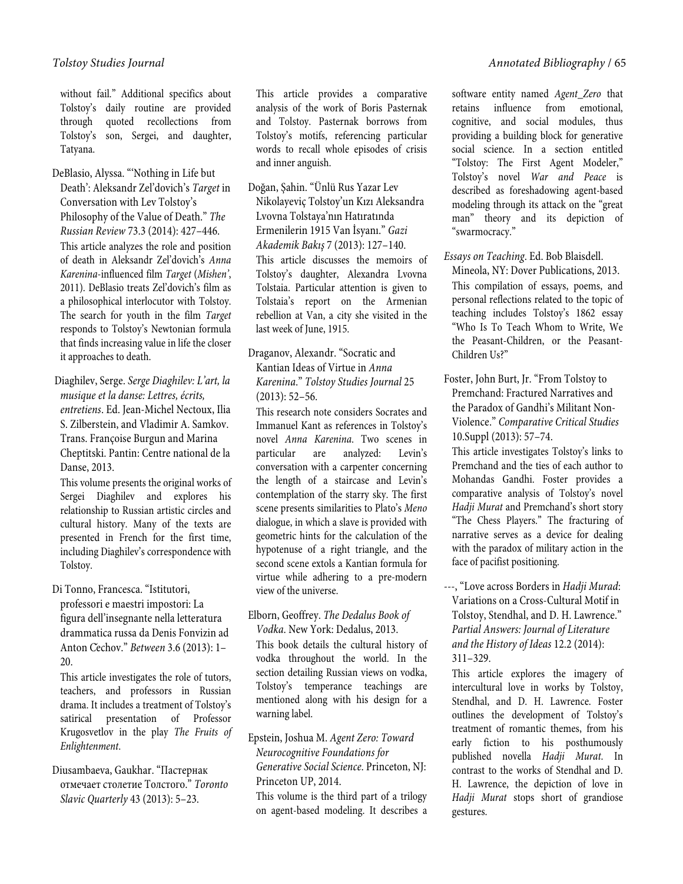without fail." Additional specifics about Tolstoy's daily routine are provided through quoted recollections from Tolstoy's son, Sergei, and daughter, Tatyana.

DeBlasio, Alyssa. "'Nothing in Life but Death': Aleksandr Zel'dovich's *Target* in Conversation with Lev Tolstoy's Philosophy of the Value of Death." *The Russian Review* 73.3 (2014): 427–446.
This article analyzes the role and position of death in Aleksandr Zel'dovich's *Anna Karenina*-influenced film *Target* (*Mishen'*, 2011). DeBlasio treats Zel'dovich's film as a philosophical interlocutor with Tolstoy. The search for youth in the film *Target* responds to Tolstoy's Newtonian formula that finds increasing value in life the closer it approaches to death.

Diaghilev, Serge. *Serge Diaghilev: L'art, la musique et la danse: Lettres, écrits, entretiens*. Ed. Jean-Michel Nectoux, Ilia S. Zilberstein, and Vladimir A. Samkov. Trans. Françoise Burgun and Marina Cheptitski. Pantin: Centre national de la Danse, 2013.
This volume presents the original works of Sergei Diaghilev and explores his relationship to Russian artistic circles and cultural history. Many of the texts are presented in French for the first time, including Diaghilev's correspondence with Tolstoy.

Di Tonno, Francesca. "Istitutori, professori e maestri impostori: La figura dell'insegnante nella letteratura drammatica russa da Denis Fonvizin ad Anton Čechov." *Between* 3.6 (2013): 1–20.
This article investigates the role of tutors, teachers, and professors in Russian drama. It includes a treatment of Tolstoy's satirical presentation of Professor Krugosvetlov in the play *The Fruits of Enlightenment*.

Diusambaeva, Gaukhar. "Пастернак отмечает столетие Толстого." *Toronto Slavic Quarterly* 43 (2013): 5–23.
This article provides a comparative analysis of the work of Boris Pasternak and Tolstoy. Pasternak borrows from Tolstoy's motifs, referencing particular words to recall whole episodes of crisis and inner anguish.

Doğan, Şahin. "Ünlü Rus Yazar Lev Nikolayeviç Tolstoy'un Kızı Aleksandra Lvovna Tolstaya'nın Hatıratında Ermenilerin 1915 Van İsyanı." *Gazi Akademik Bakış* 7 (2013): 127–140.
This article discusses the memoirs of Tolstoy's daughter, Alexandra Lvovna Tolstaia. Particular attention is given to Tolstaia's report on the Armenian rebellion at Van, a city she visited in the last week of June, 1915.

Draganov, Alexandr. "Socratic and Kantian Ideas of Virtue in *Anna Karenina*." *Tolstoy Studies Journal* 25 (2013): 52–56.
This research note considers Socrates and Immanuel Kant as references in Tolstoy's novel *Anna Karenina*. Two scenes in particular are analyzed: Levin's conversation with a carpenter concerning the length of a staircase and Levin's contemplation of the starry sky. The first scene presents similarities to Plato's *Meno* dialogue, in which a slave is provided with geometric hints for the calculation of the hypotenuse of a right triangle, and the second scene extols a Kantian formula for virtue while adhering to a pre-modern view of the universe.

Elborn, Geoffrey. *The Dedalus Book of Vodka*. New York: Dedalus, 2013.
This book details the cultural history of vodka throughout the world. In the section detailing Russian views on vodka, Tolstoy's temperance teachings are mentioned along with his design for a warning label.

Epstein, Joshua M. *Agent Zero: Toward Neurocognitive Foundations for Generative Social Science*. Princeton, NJ: Princeton UP, 2014.
This volume is the third part of a trilogy on agent-based modeling. It describes a software entity named *Agent_Zero* that retains influence from emotional, cognitive, and social modules, thus providing a building block for generative social science. In a section entitled "Tolstoy: The First Agent Modeler," Tolstoy's novel *War and Peace* is described as foreshadowing agent-based modeling through its attack on the "great man" theory and its depiction of "swarmocracy."

*Essays on Teaching*. Ed. Bob Blaisdell. Mineola, NY: Dover Publications, 2013.
This compilation of essays, poems, and personal reflections related to the topic of teaching includes Tolstoy's 1862 essay "Who Is To Teach Whom to Write, We the Peasant-Children, or the Peasant-Children Us?"

Foster, John Burt, Jr. "From Tolstoy to Premchand: Fractured Narratives and the Paradox of Gandhi's Militant Non-Violence." *Comparative Critical Studies* 10.Suppl (2013): 57–74.
This article investigates Tolstoy's links to Premchand and the ties of each author to Mohandas Gandhi. Foster provides a comparative analysis of Tolstoy's novel *Hadji Murat* and Premchand's short story "The Chess Players." The fracturing of narrative serves as a device for dealing with the paradox of military action in the face of pacifist positioning.

---, "Love across Borders in *Hadji Murad*: Variations on a Cross-Cultural Motif in Tolstoy, Stendhal, and D. H. Lawrence." *Partial Answers: Journal of Literature and the History of Ideas* 12.2 (2014): 311–329.
This article explores the imagery of intercultural love in works by Tolstoy, Stendhal, and D. H. Lawrence. Foster outlines the development of Tolstoy's treatment of romantic themes, from his early fiction to his posthumously published novella *Hadji Murat.* In contrast to the works of Stendhal and D. H. Lawrence, the depiction of love in *Hadji Murat* stops short of grandiose gestures.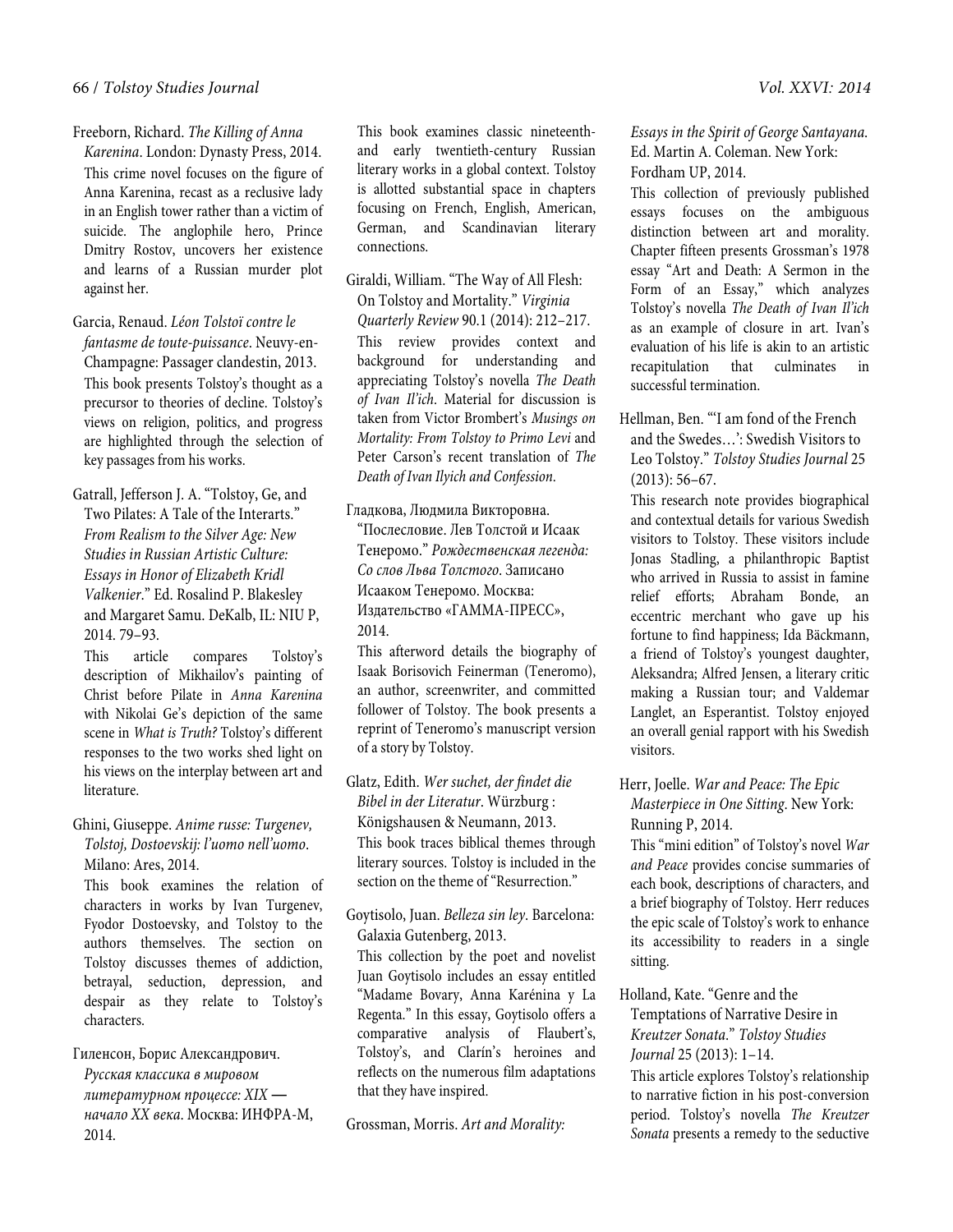Freeborn, Richard. *The Killing of Anna Karenina*. London: Dynasty Press, 2014.
This crime novel focuses on the figure of Anna Karenina, recast as a reclusive lady in an English tower rather than a victim of suicide. The anglophile hero, Prince Dmitry Rostov, uncovers her existence and learns of a Russian murder plot against her.

Garcia, Renaud. *Léon Tolstoï contre le fantasme de toute-puissance*. Neuvy-en-Champagne: Passager clandestin, 2013.
This book presents Tolstoy's thought as a precursor to theories of decline. Tolstoy's views on religion, politics, and progress are highlighted through the selection of key passages from his works.

Gatrall, Jefferson J. A. "Tolstoy, Ge, and Two Pilates: A Tale of the Interarts." *From Realism to the Silver Age: New Studies in Russian Artistic Culture: Essays in Honor of Elizabeth Kridl Valkenier*." Ed. Rosalind P. Blakesley and Margaret Samu. DeKalb, IL: NIU P, 2014. 79–93.
This article compares Tolstoy's description of Mikhailov's painting of Christ before Pilate in *Anna Karenina* with Nikolai Ge's depiction of the same scene in *What is Truth?* Tolstoy's different responses to the two works shed light on his views on the interplay between art and literature.

Ghini, Giuseppe. *Anime russe: Turgenev, Tolstoj, Dostoevskij: l'uomo nell'uomo*. Milano: Ares, 2014.
This book examines the relation of characters in works by Ivan Turgenev, Fyodor Dostoevsky, and Tolstoy to the authors themselves. The section on Tolstoy discusses themes of addiction, betrayal, seduction, depression, and despair as they relate to Tolstoy's characters.

Гиленсон, Борис Александрович. *Русская классика в мировом литературном процессе: XIX — начало XX века*. Москва: ИНФРА-М, 2014.
This book examines classic nineteenth- and early twentieth-century Russian literary works in a global context. Tolstoy is allotted substantial space in chapters focusing on French, English, American, German, and Scandinavian literary connections.

Giraldi, William. "The Way of All Flesh: On Tolstoy and Mortality." *Virginia Quarterly Review* 90.1 (2014): 212–217.
This review provides context and background for understanding and appreciating Tolstoy's novella *The Death of Ivan Il'ich*. Material for discussion is taken from Victor Brombert's *Musings on Mortality: From Tolstoy to Primo Levi* and Peter Carson's recent translation of *The Death of Ivan Ilyich and Confession*.

Гладкова, Людмила Викторовна. "Послесловие. Лев Толстой и Исаак Тенеромо." *Рождественская легенда: Со слов Льва Толстого*. Записано Исааком Тенеромо. Москва: Издательство «ГАММА-ПРЕСС», 2014.
This afterword details the biography of Isaak Borisovich Feinerman (Teneromo), an author, screenwriter, and committed follower of Tolstoy. The book presents a reprint of Teneromo's manuscript version of a story by Tolstoy.

Glatz, Edith. *Wer suchet, der findet die Bibel in der Literatur*. Würzburg : Königshausen & Neumann, 2013.
This book traces biblical themes through literary sources. Tolstoy is included in the section on the theme of "Resurrection."

Goytisolo, Juan. *Belleza sin ley*. Barcelona: Galaxia Gutenberg, 2013.
This collection by the poet and novelist Juan Goytisolo includes an essay entitled "Madame Bovary, Anna Karénina y La Regenta." In this essay, Goytisolo offers a comparative analysis of Flaubert's, Tolstoy's, and Clarín's heroines and reflects on the numerous film adaptations that they have inspired.

Grossman, Morris. *Art and Morality: Essays in the Spirit of George Santayana*. Ed. Martin A. Coleman. New York: Fordham UP, 2014.
This collection of previously published essays focuses on the ambiguous distinction between art and morality. Chapter fifteen presents Grossman's 1978 essay "Art and Death: A Sermon in the Form of an Essay," which analyzes Tolstoy's novella *The Death of Ivan Il'ich* as an example of closure in art. Ivan's evaluation of his life is akin to an artistic recapitulation that culminates in successful termination.

Hellman, Ben. "'I am fond of the French and the Swedes…': Swedish Visitors to Leo Tolstoy." *Tolstoy Studies Journal* 25 (2013): 56–67.
This research note provides biographical and contextual details for various Swedish visitors to Tolstoy. These visitors include Jonas Stadling, a philanthropic Baptist who arrived in Russia to assist in famine relief efforts; Abraham Bonde, an eccentric merchant who gave up his fortune to find happiness; Ida Bäckmann, a friend of Tolstoy's youngest daughter, Aleksandra; Alfred Jensen, a literary critic making a Russian tour; and Valdemar Langlet, an Esperantist. Tolstoy enjoyed an overall genial rapport with his Swedish visitors.

Herr, Joelle. *War and Peace: The Epic Masterpiece in One Sitting*. New York: Running P, 2014.
This "mini edition" of Tolstoy's novel *War and Peace* provides concise summaries of each book, descriptions of characters, and a brief biography of Tolstoy. Herr reduces the epic scale of Tolstoy's work to enhance its accessibility to readers in a single sitting.

Holland, Kate. "Genre and the Temptations of Narrative Desire in *Kreutzer Sonata*." *Tolstoy Studies Journal* 25 (2013): 1–14.
This article explores Tolstoy's relationship to narrative fiction in his post-conversion period. Tolstoy's novella *The Kreutzer Sonata* presents a remedy to the seductive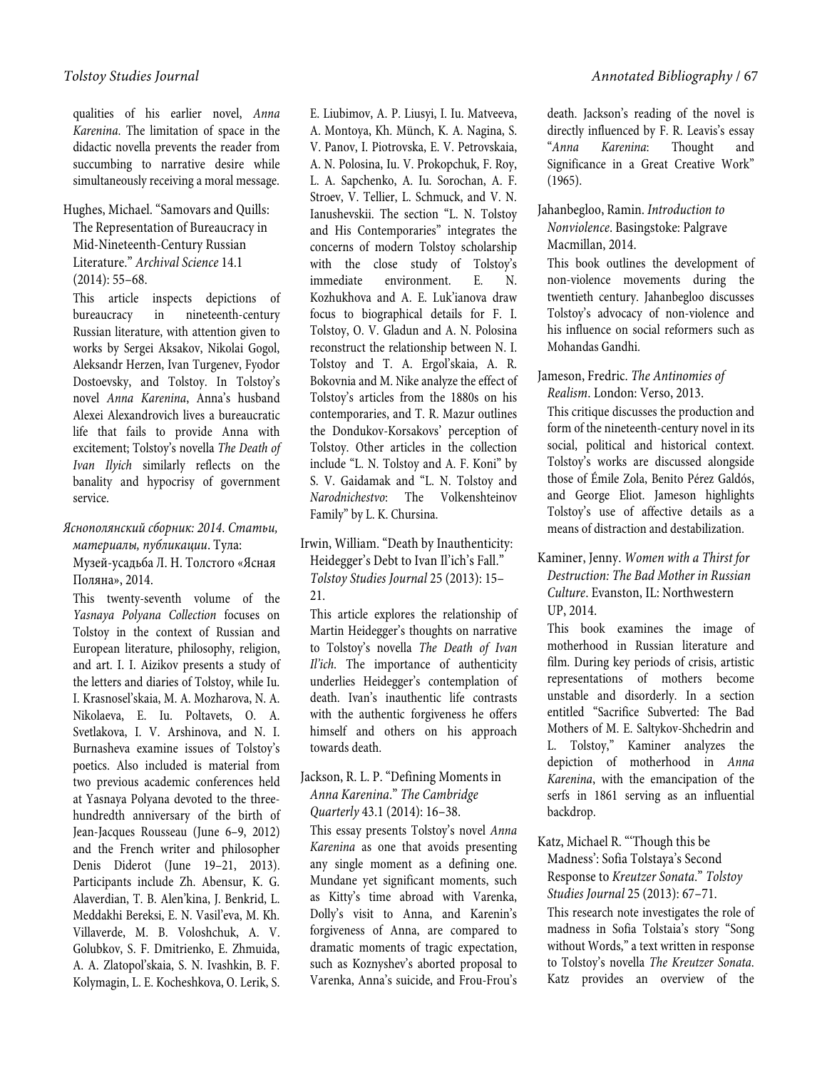qualities of his earlier novel, *Anna Karenina.* The limitation of space in the didactic novella prevents the reader from succumbing to narrative desire while simultaneously receiving a moral message.

Hughes, Michael. "Samovars and Quills: The Representation of Bureaucracy in Mid-Nineteenth-Century Russian Literature." *Archival Science* 14.1 (2014): 55–68.

This article inspects depictions of bureaucracy in nineteenth-century Russian literature, with attention given to works by Sergei Aksakov, Nikolai Gogol, Aleksandr Herzen, Ivan Turgenev, Fyodor Dostoevsky, and Tolstoy. In Tolstoy's novel *Anna Karenina*, Anna's husband Alexei Alexandrovich lives a bureaucratic life that fails to provide Anna with excitement; Tolstoy's novella *The Death of Ivan Ilyich* similarly reflects on the banality and hypocrisy of government service.

*Яснополянский сборник: 2014. Статьи, материалы, публикации*. Тула: Музей-усадьба Л. Н. Толстого «Ясная Поляна», 2014.

This twenty-seventh volume of the *Yasnaya Polyana Collection* focuses on Tolstoy in the context of Russian and European literature, philosophy, religion, and art. I. I. Aizikov presents a study of the letters and diaries of Tolstoy, while Iu. I. Krasnosel'skaia, M. A. Mozharova, N. A. Nikolaeva, E. Iu. Poltavets, O. A. Svetlakova, I. V. Arshinova, and N. I. Burnasheva examine issues of Tolstoy's poetics. Also included is material from two previous academic conferences held at Yasnaya Polyana devoted to the three-hundredth anniversary of the birth of Jean-Jacques Rousseau (June 6–9, 2012) and the French writer and philosopher Denis Diderot (June 19–21, 2013). Participants include Zh. Abensur, K. G. Alaverdian, T. B. Alen'kina, J. Benkrid, L. Meddakhi Bereksi, E. N. Vasil'eva, M. Kh. Villaverde, M. B. Voloshchuk, A. V. Golubkov, S. F. Dmitrienko, E. Zhmuida, A. A. Zlatopol'skaia, S. N. Ivashkin, B. F. Kolymagin, L. E. Kocheshkova, O. Lerik, S. E. Liubimov, A. P. Liusyi, I. Iu. Matveeva, A. Montoya, Kh. Münch, K. A. Nagina, S. V. Panov, I. Piotrovska, E. V. Petrovskaia, A. N. Polosina, Iu. V. Prokopchuk, F. Roy, L. A. Sapchenko, A. Iu. Sorochan, A. F. Stroev, V. Tellier, L. Schmuck, and V. N. Ianushevskii. The section "L. N. Tolstoy and His Contemporaries" integrates the concerns of modern Tolstoy scholarship with the close study of Tolstoy's immediate environment. E. N. Kozhukhova and A. E. Luk'ianova draw focus to biographical details for F. I. Tolstoy, O. V. Gladun and A. N. Polosina reconstruct the relationship between N. I. Tolstoy and T. A. Ergol'skaia, A. R. Bokovnia and M. Nike analyze the effect of Tolstoy's articles from the 1880s on his contemporaries, and T. R. Mazur outlines the Dondukov-Korsakovs' perception of Tolstoy. Other articles in the collection include "L. N. Tolstoy and A. F. Koni" by S. V. Gaidamak and "L. N. Tolstoy and *Narodnichestvo*: The Volkenshteinov Family" by L. K. Chursina.

Irwin, William. "Death by Inauthenticity: Heidegger's Debt to Ivan Il'ich's Fall." *Tolstoy Studies Journal* 25 (2013): 15–21.

This article explores the relationship of Martin Heidegger's thoughts on narrative to Tolstoy's novella *The Death of Ivan Il'ich.* The importance of authenticity underlies Heidegger's contemplation of death. Ivan's inauthentic life contrasts with the authentic forgiveness he offers himself and others on his approach towards death.

Jackson, R. L. P. "Defining Moments in *Anna Karenina*." *The Cambridge Quarterly* 43.1 (2014): 16–38.

This essay presents Tolstoy's novel *Anna Karenina* as one that avoids presenting any single moment as a defining one. Mundane yet significant moments, such as Kitty's time abroad with Varenka, Dolly's visit to Anna, and Karenin's forgiveness of Anna, are compared to dramatic moments of tragic expectation, such as Koznyshev's aborted proposal to Varenka, Anna's suicide, and Frou-Frou's death. Jackson's reading of the novel is directly influenced by F. R. Leavis's essay "*Anna Karenina*: Thought and Significance in a Great Creative Work" (1965).

Jahanbegloo, Ramin. *Introduction to Nonviolence*. Basingstoke: Palgrave Macmillan, 2014.

This book outlines the development of non-violence movements during the twentieth century. Jahanbegloo discusses Tolstoy's advocacy of non-violence and his influence on social reformers such as Mohandas Gandhi.

Jameson, Fredric. *The Antinomies of Realism*. London: Verso, 2013.

This critique discusses the production and form of the nineteenth-century novel in its social, political and historical context. Tolstoy's works are discussed alongside those of Émile Zola, Benito Pérez Galdós, and George Eliot. Jameson highlights Tolstoy's use of affective details as a means of distraction and destabilization.

Kaminer, Jenny. *Women with a Thirst for Destruction: The Bad Mother in Russian Culture*. Evanston, IL: Northwestern UP, 2014.

This book examines the image of motherhood in Russian literature and film. During key periods of crisis, artistic representations of mothers become unstable and disorderly. In a section entitled "Sacrifice Subverted: The Bad Mothers of M. E. Saltykov-Shchedrin and L. Tolstoy," Kaminer analyzes the depiction of motherhood in *Anna Karenina*, with the emancipation of the serfs in 1861 serving as an influential backdrop.

Katz, Michael R. "'Though this be Madness': Sofia Tolstaya's Second Response to *Kreutzer Sonata*." *Tolstoy Studies Journal* 25 (2013): 67–71.

This research note investigates the role of madness in Sofia Tolstaia's story "Song without Words," a text written in response to Tolstoy's novella *The Kreutzer Sonata*. Katz provides an overview of the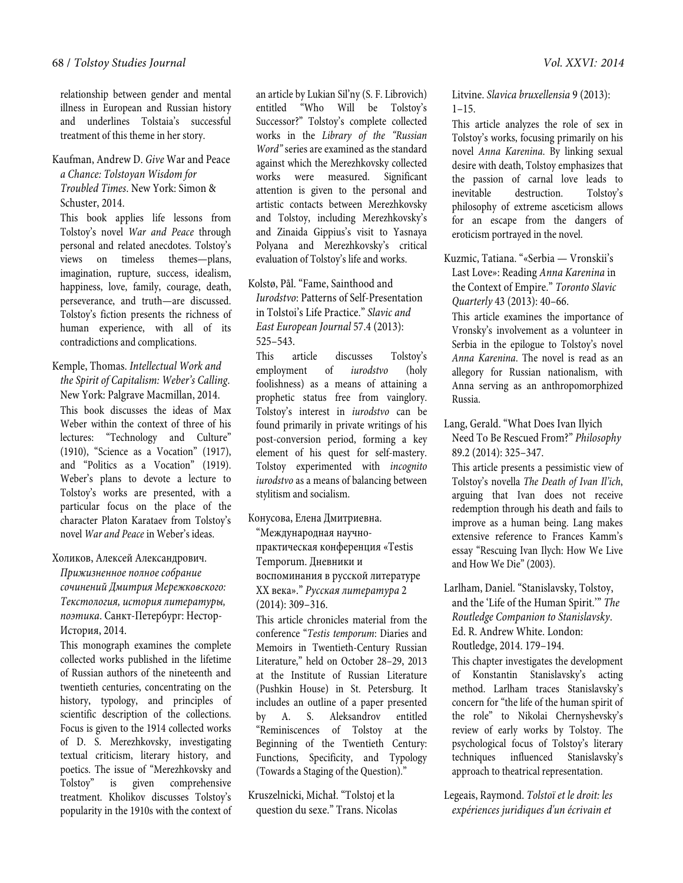relationship between gender and mental illness in European and Russian history and underlines Tolstaia's successful treatment of this theme in her story.

Kaufman, Andrew D. *Give* War and Peace *a Chance: Tolstoyan Wisdom for Troubled Times*. New York: Simon & Schuster, 2014.

This book applies life lessons from Tolstoy's novel *War and Peace* through personal and related anecdotes. Tolstoy's views on timeless themes—plans, imagination, rupture, success, idealism, happiness, love, family, courage, death, perseverance, and truth—are discussed. Tolstoy's fiction presents the richness of human experience, with all of its contradictions and complications.

Kemple, Thomas. *Intellectual Work and the Spirit of Capitalism: Weber's Calling*. New York: Palgrave Macmillan, 2014.

This book discusses the ideas of Max Weber within the context of three of his lectures: "Technology and Culture" (1910), "Science as a Vocation" (1917), and "Politics as a Vocation" (1919). Weber's plans to devote a lecture to Tolstoy's works are presented, with a particular focus on the place of the character Platon Karataev from Tolstoy's novel *War and Peace* in Weber's ideas.

Холиков, Алексей Александрович. *Прижизненное полное собрание сочинений Дмитрия Мережковского: Текстология, история литературы, поэтика*. Санкт-Петербург: Нестор-История, 2014.

This monograph examines the complete collected works published in the lifetime of Russian authors of the nineteenth and twentieth centuries, concentrating on the history, typology, and principles of scientific description of the collections. Focus is given to the 1914 collected works of D. S. Merezhkovsky, investigating textual criticism, literary history, and poetics. The issue of "Merezhkovsky and Tolstoy" is given comprehensive treatment. Kholikov discusses Tolstoy's popularity in the 1910s with the context of an article by Lukian Sil'ny (S. F. Librovich) entitled "Who Will be Tolstoy's Successor?" Tolstoy's complete collected works in the *Library of the "Russian Word"* series are examined as the standard against which the Merezhkovsky collected works were measured. Significant attention is given to the personal and artistic contacts between Merezhkovsky and Tolstoy, including Merezhkovsky's and Zinaida Gippius's visit to Yasnaya Polyana and Merezhkovsky's critical evaluation of Tolstoy's life and works.

Kolstø, Pål. "Fame, Sainthood and *Iurodstvo*: Patterns of Self-Presentation in Tolstoi's Life Practice." *Slavic and East European Journal* 57.4 (2013): 525–543.

This article discusses Tolstoy's employment of *iurodstvo* (holy foolishness) as a means of attaining a prophetic status free from vainglory. Tolstoy's interest in *iurodstvo* can be found primarily in private writings of his post-conversion period, forming a key element of his quest for self-mastery. Tolstoy experimented with *incognito iurodstvo* as a means of balancing between stylitism and socialism.

Конусова, Елена Дмитриевна. "Международная научно-практическая конференция «Testis Temporum. Дневники и воспоминания в русской литературе XX века»." *Русская литература* 2 (2014): 309–316.

This article chronicles material from the conference "*Testis temporum*: Diaries and Memoirs in Twentieth-Century Russian Literature," held on October 28–29, 2013 at the Institute of Russian Literature (Pushkin House) in St. Petersburg. It includes an outline of a paper presented by A. S. Aleksandrov entitled "Reminiscences of Tolstoy at the Beginning of the Twentieth Century: Functions, Specificity, and Typology (Towards a Staging of the Question)."

Kruszelnicki, Michał. "Tolstoj et la question du sexe." Trans. Nicolas Litvine. *Slavica bruxellensia* 9 (2013): 1–15.

This article analyzes the role of sex in Tolstoy's works, focusing primarily on his novel *Anna Karenina.* By linking sexual desire with death, Tolstoy emphasizes that the passion of carnal love leads to inevitable destruction. Tolstoy's philosophy of extreme asceticism allows for an escape from the dangers of eroticism portrayed in the novel.

Kuzmic, Tatiana. "«Serbia — Vronskii's Last Love»: Reading *Anna Karenina* in the Context of Empire." *Toronto Slavic Quarterly* 43 (2013): 40–66.

This article examines the importance of Vronsky's involvement as a volunteer in Serbia in the epilogue to Tolstoy's novel *Anna Karenina*. The novel is read as an allegory for Russian nationalism, with Anna serving as an anthropomorphized Russia.

Lang, Gerald. "What Does Ivan Ilyich Need To Be Rescued From?" *Philosophy* 89.2 (2014): 325–347.

This article presents a pessimistic view of Tolstoy's novella *The Death of Ivan Il'ich*, arguing that Ivan does not receive redemption through his death and fails to improve as a human being. Lang makes extensive reference to Frances Kamm's essay "Rescuing Ivan Ilych: How We Live and How We Die" (2003).

Larlham, Daniel. "Stanislavsky, Tolstoy, and the 'Life of the Human Spirit.'" *The Routledge Companion to Stanislavsky*. Ed. R. Andrew White. London: Routledge, 2014. 179–194.

This chapter investigates the development of Konstantin Stanislavsky's acting method. Larlham traces Stanislavsky's concern for "the life of the human spirit of the role" to Nikolai Chernyshevsky's review of early works by Tolstoy. The psychological focus of Tolstoy's literary techniques influenced Stanislavsky's approach to theatrical representation.

Legeais, Raymond. *Tolstoï et le droit: les expériences juridiques d'un écrivain et*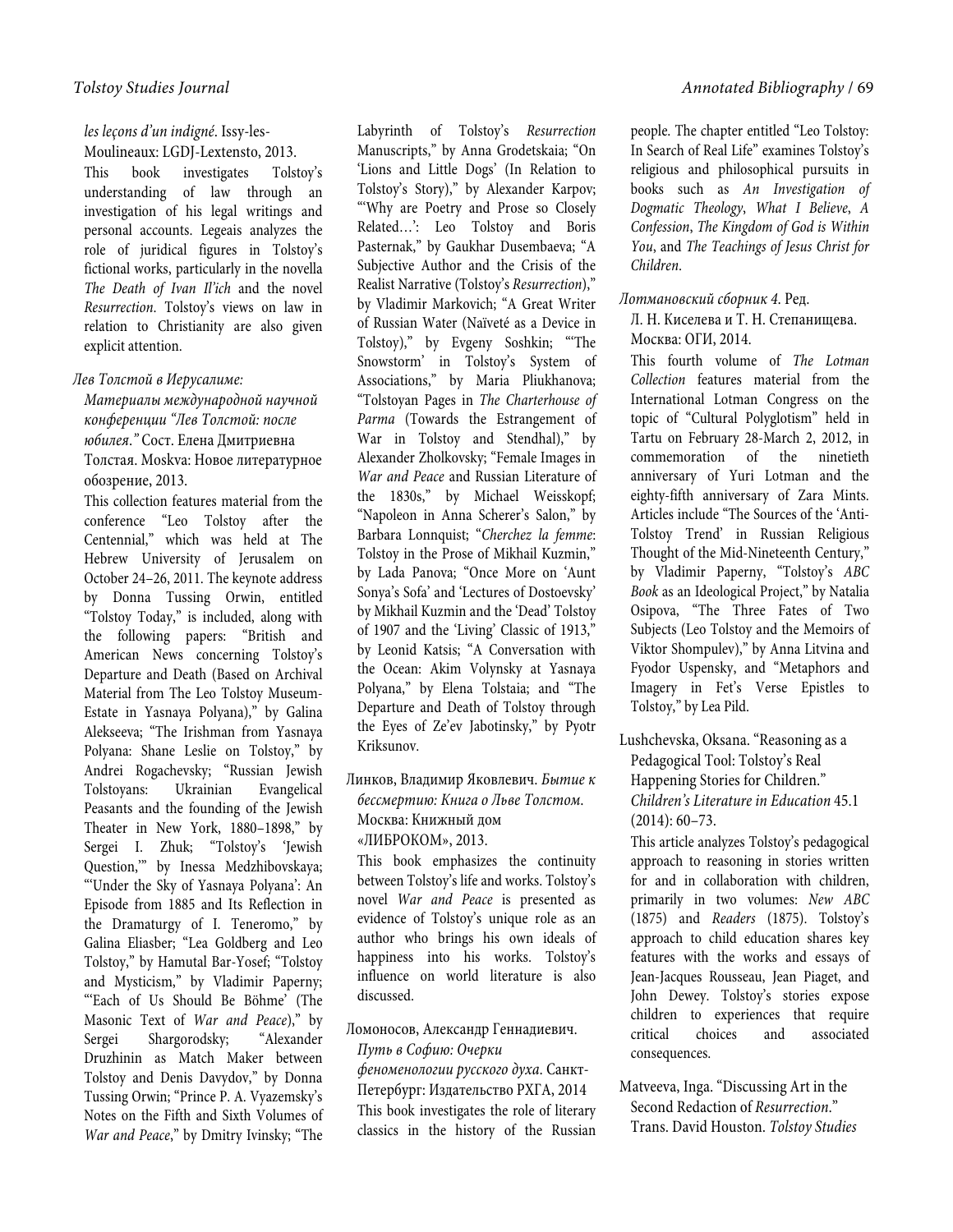*les leçons d'un indigné*. Issy-les-Moulineaux: LGDJ-Lextensto, 2013.

This book investigates Tolstoy's understanding of law through an investigation of his legal writings and personal accounts. Legeais analyzes the role of juridical figures in Tolstoy's fictional works, particularly in the novella *The Death of Ivan Il'ich* and the novel *Resurrection*. Tolstoy's views on law in relation to Christianity are also given explicit attention.

*Лев Толстой в Иерусалиме: Материалы международной научной конференции "Лев Толстой: после юбилея."* Сост. Елена Дмитриевна Толстая. Moskva: Новое литературное обозрение, 2013.

This collection features material from the conference "Leo Tolstoy after the Centennial," which was held at The Hebrew University of Jerusalem on October 24–26, 2011. The keynote address by Donna Tussing Orwin, entitled "Tolstoy Today," is included, along with the following papers: "British and American News concerning Tolstoy's Departure and Death (Based on Archival Material from The Leo Tolstoy Museum-Estate in Yasnaya Polyana)," by Galina Alekseeva; "The Irishman from Yasnaya Polyana: Shane Leslie on Tolstoy," by Andrei Rogachevsky; "Russian Jewish Tolstoyans: Ukrainian Evangelical Peasants and the founding of the Jewish Theater in New York, 1880–1898," by Sergei I. Zhuk; "Tolstoy's 'Jewish Question,'" by Inessa Medzhibovskaya; "'Under the Sky of Yasnaya Polyana': An Episode from 1885 and Its Reflection in the Dramaturgy of I. Teneromo," by Galina Eliasber; "Lea Goldberg and Leo Tolstoy," by Hamutal Bar-Yosef; "Tolstoy and Mysticism," by Vladimir Paperny; "'Each of Us Should Be Böhme' (The Masonic Text of *War and Peace*)," by Sergei Shargorodsky; "Alexander Druzhinin as Match Maker between Tolstoy and Denis Davydov," by Donna Tussing Orwin; "Prince P. A. Vyazemsky's Notes on the Fifth and Sixth Volumes of *War and Peace*," by Dmitry Ivinsky; "The Labyrinth of Tolstoy's *Resurrection* Manuscripts," by Anna Grodetskaia; "On 'Lions and Little Dogs' (In Relation to Tolstoy's Story)," by Alexander Karpov; "'Why are Poetry and Prose so Closely Related…': Leo Tolstoy and Boris Pasternak," by Gaukhar Dusembaeva; "A Subjective Author and the Crisis of the Realist Narrative (Tolstoy's *Resurrection*)," by Vladimir Markovich; "A Great Writer of Russian Water (Naïveté as a Device in Tolstoy)," by Evgeny Soshkin; "'The Snowstorm' in Tolstoy's System of Associations," by Maria Pliukhanova; "Tolstoyan Pages in *The Charterhouse of Parma* (Towards the Estrangement of War in Tolstoy and Stendhal)," by Alexander Zholkovsky; "Female Images in *War and Peace* and Russian Literature of the 1830s," by Michael Weisskopf; "Napoleon in Anna Scherer's Salon," by Barbara Lonnquist; "*Cherchez la femme*: Tolstoy in the Prose of Mikhail Kuzmin," by Lada Panova; "Once More on 'Aunt Sonya's Sofa' and 'Lectures of Dostoevsky' by Mikhail Kuzmin and the 'Dead' Tolstoy of 1907 and the 'Living' Classic of 1913," by Leonid Katsis; "A Conversation with the Ocean: Akim Volynsky at Yasnaya Polyana," by Elena Tolstaia; and "The Departure and Death of Tolstoy through the Eyes of Ze'ev Jabotinsky," by Pyotr Kriksunov.

Линков, Владимир Яковлевич. *Бытие к бессмертию: Книга о Льве Толстом*. Москва: Книжный дом «ЛИБРОКОМ», 2013.

This book emphasizes the continuity between Tolstoy's life and works. Tolstoy's novel *War and Peace* is presented as evidence of Tolstoy's unique role as an author who brings his own ideals of happiness into his works. Tolstoy's influence on world literature is also discussed.

Ломоносов, Александр Геннадиевич. *Путь в Софию: Очерки феноменологии русского духа*. Санкт-Петербург: Издательство РХГА, 2014

This book investigates the role of literary classics in the history of the Russian people. The chapter entitled "Leo Tolstoy: In Search of Real Life" examines Tolstoy's religious and philosophical pursuits in books such as *An Investigation of Dogmatic Theology*, *What I Believe*, *A Confession*, *The Kingdom of God is Within You*, and *The Teachings of Jesus Christ for Children*.

*Лотмановский сборник 4*. Ред. Л. Н. Киселева и Т. Н. Степанищева. Москва: ОГИ, 2014.

This fourth volume of *The Lotman Collection* features material from the International Lotman Congress on the topic of "Cultural Polyglotism" held in Tartu on February 28-March 2, 2012, in commemoration of the ninetieth anniversary of Yuri Lotman and the eighty-fifth anniversary of Zara Mints. Articles include "The Sources of the 'Anti-Tolstoy Trend' in Russian Religious Thought of the Mid-Nineteenth Century," by Vladimir Paperny, "Tolstoy's *ABC Book* as an Ideological Project," by Natalia Osipova, "The Three Fates of Two Subjects (Leo Tolstoy and the Memoirs of Viktor Shompulev)," by Anna Litvina and Fyodor Uspensky, and "Metaphors and Imagery in Fet's Verse Epistles to Tolstoy," by Lea Pild.

Lushchevska, Oksana. "Reasoning as a Pedagogical Tool: Tolstoy's Real Happening Stories for Children." *Children's Literature in Education* 45.1 (2014): 60–73.

This article analyzes Tolstoy's pedagogical approach to reasoning in stories written for and in collaboration with children, primarily in two volumes: *New ABC* (1875) and *Readers* (1875). Tolstoy's approach to child education shares key features with the works and essays of Jean-Jacques Rousseau, Jean Piaget, and John Dewey. Tolstoy's stories expose children to experiences that require critical choices and associated consequences.

Matveeva, Inga. "Discussing Art in the Second Redaction of *Resurrection*." Trans. David Houston. *Tolstoy Studies*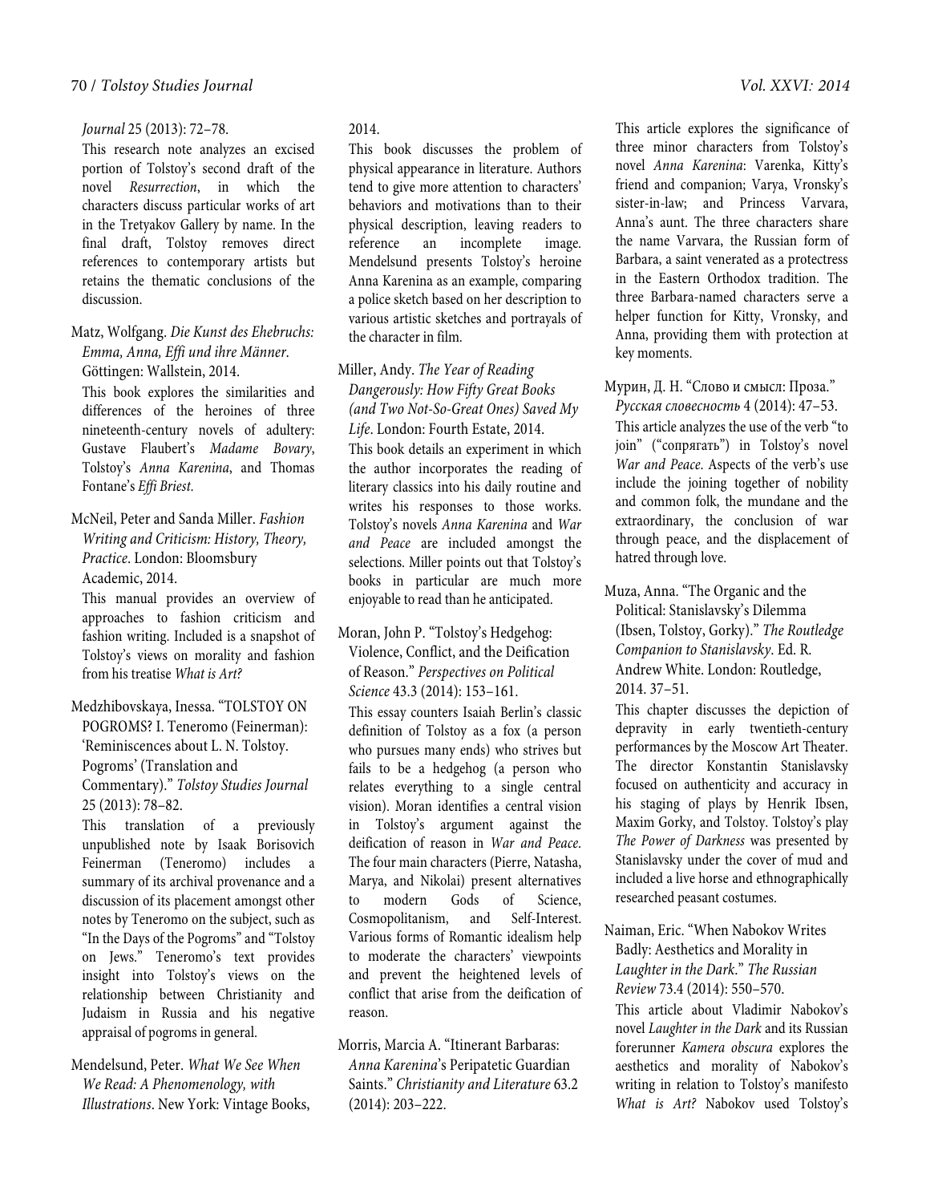*Journal* 25 (2013): 72–78.

This research note analyzes an excised portion of Tolstoy's second draft of the novel *Resurrection*, in which the characters discuss particular works of art in the Tretyakov Gallery by name. In the final draft, Tolstoy removes direct references to contemporary artists but retains the thematic conclusions of the discussion.

Matz, Wolfgang. *Die Kunst des Ehebruchs: Emma, Anna, Effi und ihre Männer*. Göttingen: Wallstein, 2014.

This book explores the similarities and differences of the heroines of three nineteenth-century novels of adultery: Gustave Flaubert's *Madame Bovary*, Tolstoy's *Anna Karenina*, and Thomas Fontane's *Effi Briest*.

McNeil, Peter and Sanda Miller. *Fashion Writing and Criticism: History, Theory, Practice*. London: Bloomsbury Academic, 2014.

This manual provides an overview of approaches to fashion criticism and fashion writing. Included is a snapshot of Tolstoy's views on morality and fashion from his treatise *What is Art?*

Medzhibovskaya, Inessa. "TOLSTOY ON POGROMS? I. Teneromo (Feinerman): 'Reminiscences about L. N. Tolstoy. Pogroms' (Translation and Commentary)." *Tolstoy Studies Journal* 25 (2013): 78–82.

This translation of a previously unpublished note by Isaak Borisovich Feinerman (Teneromo) includes a summary of its archival provenance and a discussion of its placement amongst other notes by Teneromo on the subject, such as "In the Days of the Pogroms" and "Tolstoy on Jews." Teneromo's text provides insight into Tolstoy's views on the relationship between Christianity and Judaism in Russia and his negative appraisal of pogroms in general.

Mendelsund, Peter. *What We See When We Read: A Phenomenology, with Illustrations*. New York: Vintage Books, 2014.

This book discusses the problem of physical appearance in literature. Authors tend to give more attention to characters' behaviors and motivations than to their physical description, leaving readers to reference an incomplete image. Mendelsund presents Tolstoy's heroine Anna Karenina as an example, comparing a police sketch based on her description to various artistic sketches and portrayals of the character in film.

Miller, Andy. *The Year of Reading Dangerously: How Fifty Great Books (and Two Not-So-Great Ones) Saved My Life*. London: Fourth Estate, 2014.

This book details an experiment in which the author incorporates the reading of literary classics into his daily routine and writes his responses to those works. Tolstoy's novels *Anna Karenina* and *War and Peace* are included amongst the selections. Miller points out that Tolstoy's books in particular are much more enjoyable to read than he anticipated.

Moran, John P. "Tolstoy's Hedgehog: Violence, Conflict, and the Deification of Reason." *Perspectives on Political Science* 43.3 (2014): 153–161.

This essay counters Isaiah Berlin's classic definition of Tolstoy as a fox (a person who pursues many ends) who strives but fails to be a hedgehog (a person who relates everything to a single central vision). Moran identifies a central vision in Tolstoy's argument against the deification of reason in *War and Peace*. The four main characters (Pierre, Natasha, Marya, and Nikolai) present alternatives to modern Gods of Science, Cosmopolitanism, and Self-Interest. Various forms of Romantic idealism help to moderate the characters' viewpoints and prevent the heightened levels of conflict that arise from the deification of reason.

Morris, Marcia A. "Itinerant Barbaras: *Anna Karenina*'s Peripatetic Guardian Saints." *Christianity and Literature* 63.2 (2014): 203–222.

This article explores the significance of three minor characters from Tolstoy's novel *Anna Karenina*: Varenka, Kitty's friend and companion; Varya, Vronsky's sister-in-law; and Princess Varvara, Anna's aunt. The three characters share the name Varvara, the Russian form of Barbara, a saint venerated as a protectress in the Eastern Orthodox tradition. The three Barbara-named characters serve a helper function for Kitty, Vronsky, and Anna, providing them with protection at key moments.

Мурин, Д. Н. "Слово и смысл: Проза." *Русская словесность* 4 (2014): 47–53.

This article analyzes the use of the verb "to join" ("сопрягать") in Tolstoy's novel *War and Peace*. Aspects of the verb's use include the joining together of nobility and common folk, the mundane and the extraordinary, the conclusion of war through peace, and the displacement of hatred through love.

Muza, Anna. "The Organic and the Political: Stanislavsky's Dilemma (Ibsen, Tolstoy, Gorky)." *The Routledge Companion to Stanislavsky*. Ed. R. Andrew White. London: Routledge, 2014. 37–51.

This chapter discusses the depiction of depravity in early twentieth-century performances by the Moscow Art Theater. The director Konstantin Stanislavsky focused on authenticity and accuracy in his staging of plays by Henrik Ibsen, Maxim Gorky, and Tolstoy. Tolstoy's play *The Power of Darkness* was presented by Stanislavsky under the cover of mud and included a live horse and ethnographically researched peasant costumes.

Naiman, Eric. "When Nabokov Writes Badly: Aesthetics and Morality in *Laughter in the Dark*." *The Russian Review* 73.4 (2014): 550–570.

This article about Vladimir Nabokov's novel *Laughter in the Dark* and its Russian forerunner *Kamera obscura* explores the aesthetics and morality of Nabokov's writing in relation to Tolstoy's manifesto *What is Art?* Nabokov used Tolstoy's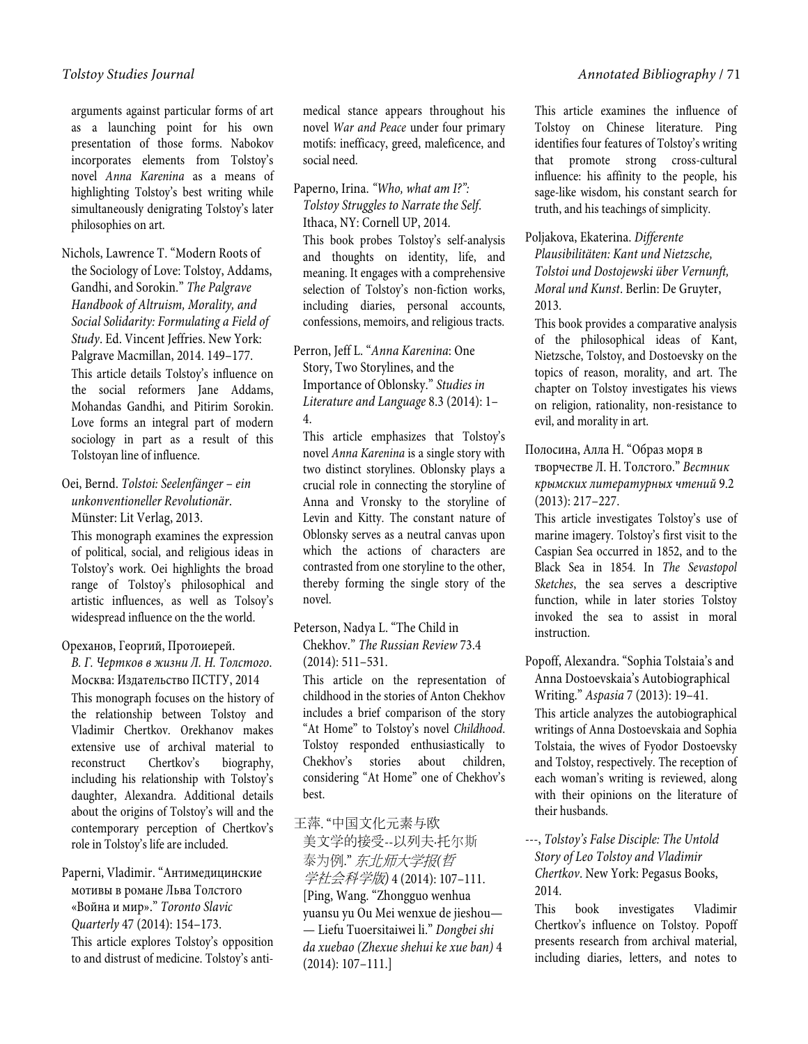arguments against particular forms of art as a launching point for his own presentation of those forms. Nabokov incorporates elements from Tolstoy's novel *Anna Karenina* as a means of highlighting Tolstoy's best writing while simultaneously denigrating Tolstoy's later philosophies on art.

Nichols, Lawrence T. "Modern Roots of the Sociology of Love: Tolstoy, Addams, Gandhi, and Sorokin." *The Palgrave Handbook of Altruism, Morality, and Social Solidarity: Formulating a Field of Study*. Ed. Vincent Jeffries. New York: Palgrave Macmillan, 2014. 149–177.
This article details Tolstoy's influence on the social reformers Jane Addams, Mohandas Gandhi, and Pitirim Sorokin. Love forms an integral part of modern sociology in part as a result of this Tolstoyan line of influence.

Oei, Bernd. *Tolstoi: Seelenfänger – ein unkonventioneller Revolutionär*. Münster: Lit Verlag, 2013.
This monograph examines the expression of political, social, and religious ideas in Tolstoy's work. Oei highlights the broad range of Tolstoy's philosophical and artistic influences, as well as Tolsoy's widespread influence on the the world.

Ореханов, Георгий, Протоиерей. *В. Г. Чертков в жизни Л. Н. Толстого*. Москва: Издательство ПСТГУ, 2014
This monograph focuses on the history of the relationship between Tolstoy and Vladimir Chertkov. Orekhanov makes extensive use of archival material to reconstruct Chertkov's biography, including his relationship with Tolstoy's daughter, Alexandra. Additional details about the origins of Tolstoy's will and the contemporary perception of Chertkov's role in Tolstoy's life are included.

Paperni, Vladimir. "Антимедицинские мотивы в романе Льва Толстого «Война и мир»." *Toronto Slavic Quarterly* 47 (2014): 154–173.
This article explores Tolstoy's opposition to and distrust of medicine. Tolstoy's anti-medical stance appears throughout his novel *War and Peace* under four primary motifs: inefficacy, greed, maleficence, and social need.

Paperno, Irina. *"Who, what am I?": Tolstoy Struggles to Narrate the Self*. Ithaca, NY: Cornell UP, 2014.
This book probes Tolstoy's self-analysis and thoughts on identity, life, and meaning. It engages with a comprehensive selection of Tolstoy's non-fiction works, including diaries, personal accounts, confessions, memoirs, and religious tracts.

Perron, Jeff L. "*Anna Karenina*: One Story, Two Storylines, and the Importance of Oblonsky." *Studies in Literature and Language* 8.3 (2014): 1–4.
This article emphasizes that Tolstoy's novel *Anna Karenina* is a single story with two distinct storylines. Oblonsky plays a crucial role in connecting the storyline of Anna and Vronsky to the storyline of Levin and Kitty. The constant nature of Oblonsky serves as a neutral canvas upon which the actions of characters are contrasted from one storyline to the other, thereby forming the single story of the novel.

Peterson, Nadya L. "The Child in Chekhov." *The Russian Review* 73.4 (2014): 511–531.
This article on the representation of childhood in the stories of Anton Chekhov includes a brief comparison of the story "At Home" to Tolstoy's novel *Childhood*. Tolstoy responded enthusiastically to Chekhov's stories about children, considering "At Home" one of Chekhov's best.

王萍. "中国文化元素与欧美文学的接受--以列夫·托尔斯泰为例." *东北师大学报(哲学社会科学版)* 4 (2014): 107–111. [Ping, Wang. "Zhongguo wenhua yuansu yu Ou Mei wenxue de jieshou—— Liefu Tuoersitaiwei li." *Dongbei shi da xuebao (Zhexue shehui ke xue ban)* 4 (2014): 107–111.]
This article examines the influence of Tolstoy on Chinese literature. Ping identifies four features of Tolstoy's writing that promote strong cross-cultural influence: his affinity to the people, his sage-like wisdom, his constant search for truth, and his teachings of simplicity.

Poljakova, Ekaterina. *Differente Plausibilitäten: Kant und Nietzsche, Tolstoi und Dostojewski über Vernunft, Moral und Kunst*. Berlin: De Gruyter, 2013.
This book provides a comparative analysis of the philosophical ideas of Kant, Nietzsche, Tolstoy, and Dostoevsky on the topics of reason, morality, and art. The chapter on Tolstoy investigates his views on religion, rationality, non-resistance to evil, and morality in art.

Полосина, Алла Н. "Образ моря в творчестве Л. Н. Толстого." *Вестник крымских литературных чтений* 9.2 (2013): 217–227.
This article investigates Tolstoy's use of marine imagery. Tolstoy's first visit to the Caspian Sea occurred in 1852, and to the Black Sea in 1854. In *The Sevastopol Sketches*, the sea serves a descriptive function, while in later stories Tolstoy invoked the sea to assist in moral instruction.

Popoff, Alexandra. "Sophia Tolstaia's and Anna Dostoevskaia's Autobiographical Writing." *Aspasia* 7 (2013): 19–41.
This article analyzes the autobiographical writings of Anna Dostoevskaia and Sophia Tolstaia, the wives of Fyodor Dostoevsky and Tolstoy, respectively. The reception of each woman's writing is reviewed, along with their opinions on the literature of their husbands.

---, *Tolstoy's False Disciple: The Untold Story of Leo Tolstoy and Vladimir Chertkov*. New York: Pegasus Books, 2014.
This book investigates Vladimir Chertkov's influence on Tolstoy. Popoff presents research from archival material, including diaries, letters, and notes to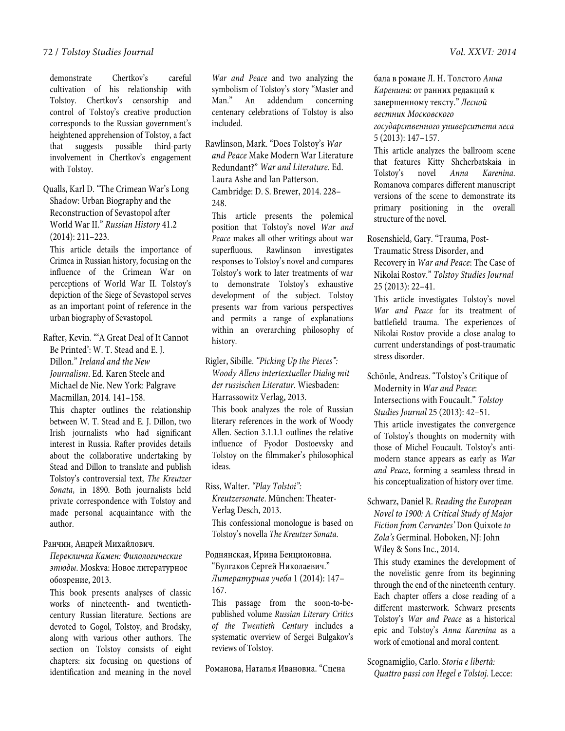demonstrate Chertkov's careful cultivation of his relationship with Tolstoy. Chertkov's censorship and control of Tolstoy's creative production corresponds to the Russian government's heightened apprehension of Tolstoy, a fact that suggests possible third-party involvement in Chertkov's engagement with Tolstoy.

Qualls, Karl D. "The Crimean War's Long Shadow: Urban Biography and the Reconstruction of Sevastopol after World War II." *Russian History* 41.2 (2014): 211–223.

This article details the importance of Crimea in Russian history, focusing on the influence of the Crimean War on perceptions of World War II. Tolstoy's depiction of the Siege of Sevastopol serves as an important point of reference in the urban biography of Sevastopol.

Rafter, Kevin. "'A Great Deal of It Cannot Be Printed': W. T. Stead and E. J. Dillon." *Ireland and the New Journalism*. Ed. Karen Steele and Michael de Nie. New York: Palgrave Macmillan, 2014. 141–158.

This chapter outlines the relationship between W. T. Stead and E. J. Dillon, two Irish journalists who had significant interest in Russia. Rafter provides details about the collaborative undertaking by Stead and Dillon to translate and publish Tolstoy's controversial text, *The Kreutzer Sonata*, in 1890. Both journalists held private correspondence with Tolstoy and made personal acquaintance with the author.

Ранчин, Андрей Михайлович. *Перекличка Камен: Филологические этюды*. Moskva: Новое литературное обозрение, 2013.

This book presents analyses of classic works of nineteenth- and twentieth-century Russian literature. Sections are devoted to Gogol, Tolstoy, and Brodsky, along with various other authors. The section on Tolstoy consists of eight chapters: six focusing on questions of identification and meaning in the novel *War and Peace* and two analyzing the symbolism of Tolstoy's story "Master and Man." An addendum concerning centenary celebrations of Tolstoy is also included.

Rawlinson, Mark. "Does Tolstoy's *War and Peace* Make Modern War Literature Redundant?" *War and Literature*. Ed. Laura Ashe and Ian Patterson. Cambridge: D. S. Brewer, 2014. 228–248.

This article presents the polemical position that Tolstoy's novel *War and Peace* makes all other writings about war superfluous. Rawlinson investigates responses to Tolstoy's novel and compares Tolstoy's work to later treatments of war to demonstrate Tolstoy's exhaustive development of the subject. Tolstoy presents war from various perspectives and permits a range of explanations within an overarching philosophy of history.

Rigler, Sibille. *"Picking Up the Pieces": Woody Allens intertextueller Dialog mit der russischen Literatur*. Wiesbaden: Harrassowitz Verlag, 2013.

This book analyzes the role of Russian literary references in the work of Woody Allen. Section 3.1.1.1 outlines the relative influence of Fyodor Dostoevsky and Tolstoy on the filmmaker's philosophical ideas.

Riss, Walter. *"Play Tolstoi": Kreutzersonate*. München: Theater-Verlag Desch, 2013.

This confessional monologue is based on Tolstoy's novella *The Kreutzer Sonata*.

Роднянская, Ирина Бенционовна. "Булгаков Сергей Николаевич." *Литературная учеба* 1 (2014): 147–167.

This passage from the soon-to-be-published volume *Russian Literary Critics of the Twentieth Century* includes a systematic overview of Sergei Bulgakov's reviews of Tolstoy.

Романова, Наталья Ивановна. "Сцена бала в романе Л. Н. Толстого *Анна Каренина*: от ранних редакций к завершенному тексту." *Лесной вестник Московского государственного университета леса* 5 (2013): 147–157.

This article analyzes the ballroom scene that features Kitty Shcherbatskaia in Tolstoy's novel *Anna Karenina*. Romanova compares different manuscript versions of the scene to demonstrate its primary positioning in the overall structure of the novel.

Rosenshield, Gary. "Trauma, Post-Traumatic Stress Disorder, and Recovery in *War and Peace*: The Case of Nikolai Rostov." *Tolstoy Studies Journal* 25 (2013): 22–41.

This article investigates Tolstoy's novel *War and Peace* for its treatment of battlefield trauma. The experiences of Nikolai Rostov provide a close analog to current understandings of post-traumatic stress disorder.

Schönle, Andreas. "Tolstoy's Critique of Modernity in *War and Peace*: Intersections with Foucault." *Tolstoy Studies Journal* 25 (2013): 42–51.

This article investigates the convergence of Tolstoy's thoughts on modernity with those of Michel Foucault. Tolstoy's anti-modern stance appears as early as *War and Peace*, forming a seamless thread in his conceptualization of history over time.

Schwarz, Daniel R. *Reading the European Novel to 1900: A Critical Study of Major Fiction from Cervantes'* Don Quixote *to Zola's* Germinal. Hoboken, NJ: John Wiley & Sons Inc., 2014.

This study examines the development of the novelistic genre from its beginning through the end of the nineteenth century. Each chapter offers a close reading of a different masterwork. Schwarz presents Tolstoy's *War and Peace* as a historical epic and Tolstoy's *Anna Karenina* as a work of emotional and moral content.

Scognamiglio, Carlo. *Storia e libertà: Quattro passi con Hegel e Tolstoj*. Lecce: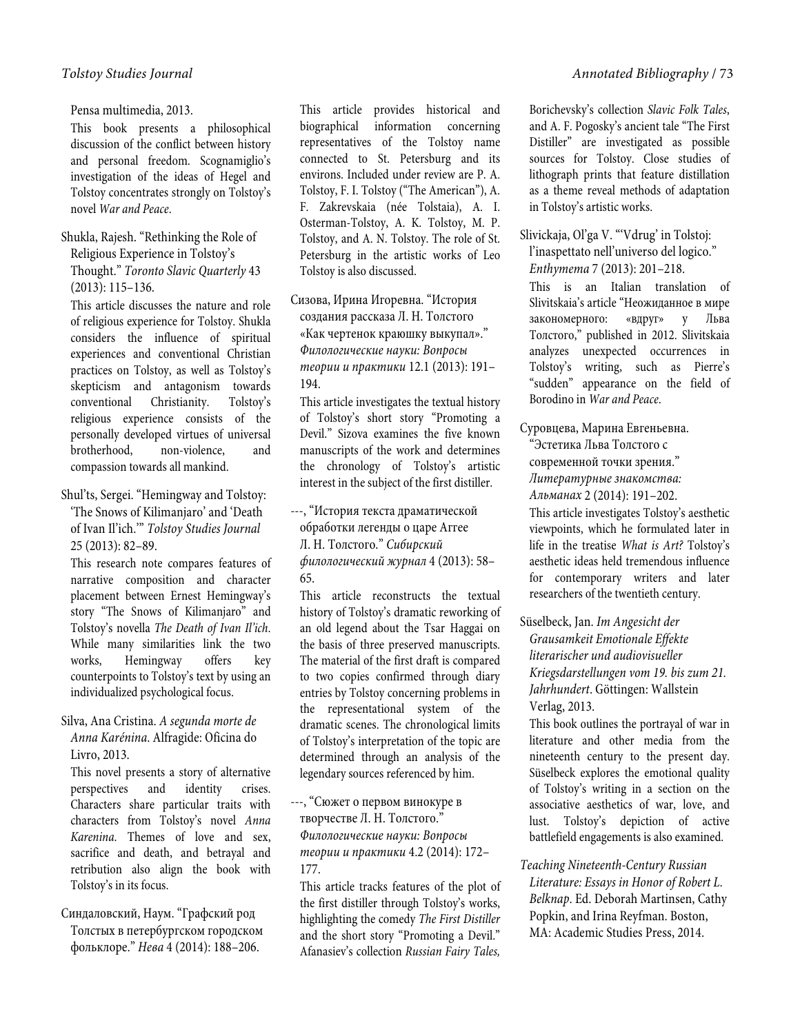Pensa multimedia, 2013.

This book presents a philosophical discussion of the conflict between history and personal freedom. Scognamiglio's investigation of the ideas of Hegel and Tolstoy concentrates strongly on Tolstoy's novel *War and Peace*.

Shukla, Rajesh. "Rethinking the Role of Religious Experience in Tolstoy's Thought." *Toronto Slavic Quarterly* 43 (2013): 115–136.

This article discusses the nature and role of religious experience for Tolstoy. Shukla considers the influence of spiritual experiences and conventional Christian practices on Tolstoy, as well as Tolstoy's skepticism and antagonism towards conventional Christianity. Tolstoy's religious experience consists of the personally developed virtues of universal brotherhood, non-violence, and compassion towards all mankind.

Shul'ts, Sergei. "Hemingway and Tolstoy: 'The Snows of Kilimanjaro' and 'Death of Ivan Il'ich.'" *Tolstoy Studies Journal* 25 (2013): 82–89.

This research note compares features of narrative composition and character placement between Ernest Hemingway's story "The Snows of Kilimanjaro" and Tolstoy's novella *The Death of Ivan Il'ich*. While many similarities link the two works, Hemingway offers key counterpoints to Tolstoy's text by using an individualized psychological focus.

Silva, Ana Cristina. *A segunda morte de Anna Karénina*. Alfragide: Oficina do Livro, 2013.

This novel presents a story of alternative perspectives and identity crises. Characters share particular traits with characters from Tolstoy's novel *Anna Karenina*. Themes of love and sex, sacrifice and death, and betrayal and retribution also align the book with Tolstoy's in its focus.

Синдаловский, Наум. "Графский род Толстых в петербургском городском фольклоре." *Нева* 4 (2014): 188–206.

This article provides historical and biographical information concerning representatives of the Tolstoy name connected to St. Petersburg and its environs. Included under review are P. A. Tolstoy, F. I. Tolstoy ("The American"), A. F. Zakrevskaia (née Tolstaia), A. I. Osterman-Tolstoy, A. K. Tolstoy, M. P. Tolstoy, and A. N. Tolstoy. The role of St. Petersburg in the artistic works of Leo Tolstoy is also discussed.

Сизова, Ирина Игоревна. "История создания рассказа Л. Н. Толстого «Как чертенок краюшку выкупал»." *Филологические науки: Вопросы теории и практики* 12.1 (2013): 191–194.

This article investigates the textual history of Tolstoy's short story "Promoting a Devil." Sizova examines the five known manuscripts of the work and determines the chronology of Tolstoy's artistic interest in the subject of the first distiller.

---, "История текста драматической обработки легенды о царе Аггее Л. Н. Толстого." *Сибирский филологический журнал* 4 (2013): 58–65.

This article reconstructs the textual history of Tolstoy's dramatic reworking of an old legend about the Tsar Haggai on the basis of three preserved manuscripts. The material of the first draft is compared to two copies confirmed through diary entries by Tolstoy concerning problems in the representational system of the dramatic scenes. The chronological limits of Tolstoy's interpretation of the topic are determined through an analysis of the legendary sources referenced by him.

---, "Сюжет о первом винокуре в творчестве Л. Н. Толстого." *Филологические науки: Вопросы теории и практики* 4.2 (2014): 172–177.

This article tracks features of the plot of the first distiller through Tolstoy's works, highlighting the comedy *The First Distiller* and the short story "Promoting a Devil." Afanasiev's collection *Russian Fairy Tales*, Borichevsky's collection *Slavic Folk Tales*, and A. F. Pogosky's ancient tale "The First Distiller" are investigated as possible sources for Tolstoy. Close studies of lithograph prints that feature distillation as a theme reveal methods of adaptation in Tolstoy's artistic works.

Slivickaja, Ol'ga V. "'Vdrug' in Tolstoj: l'inaspettato nell'universo del logico." *Enthymema* 7 (2013): 201–218.

This is an Italian translation of Slivitskaia's article "Неожиданное в мире закономерного: «вдруг» у Льва Толстого," published in 2012. Slivitskaia analyzes unexpected occurrences in Tolstoy's writing, such as Pierre's "sudden" appearance on the field of Borodino in *War and Peace*.

Суровцева, Марина Евгеньевна. "Эстетика Льва Толстого с современной точки зрения." *Литературные знакомства: Альманах* 2 (2014): 191–202.

This article investigates Tolstoy's aesthetic viewpoints, which he formulated later in life in the treatise *What is Art?* Tolstoy's aesthetic ideas held tremendous influence for contemporary writers and later researchers of the twentieth century.

Süselbeck, Jan. *Im Angesicht der Grausamkeit Emotionale Effekte literarischer und audiovisueller Kriegsdarstellungen vom 19. bis zum 21. Jahrhundert*. Göttingen: Wallstein Verlag, 2013.

This book outlines the portrayal of war in literature and other media from the nineteenth century to the present day. Süselbeck explores the emotional quality of Tolstoy's writing in a section on the associative aesthetics of war, love, and lust. Tolstoy's depiction of active battlefield engagements is also examined.

*Teaching Nineteenth-Century Russian Literature: Essays in Honor of Robert L. Belknap*. Ed. Deborah Martinsen, Cathy Popkin, and Irina Reyfman. Boston, MA: Academic Studies Press, 2014.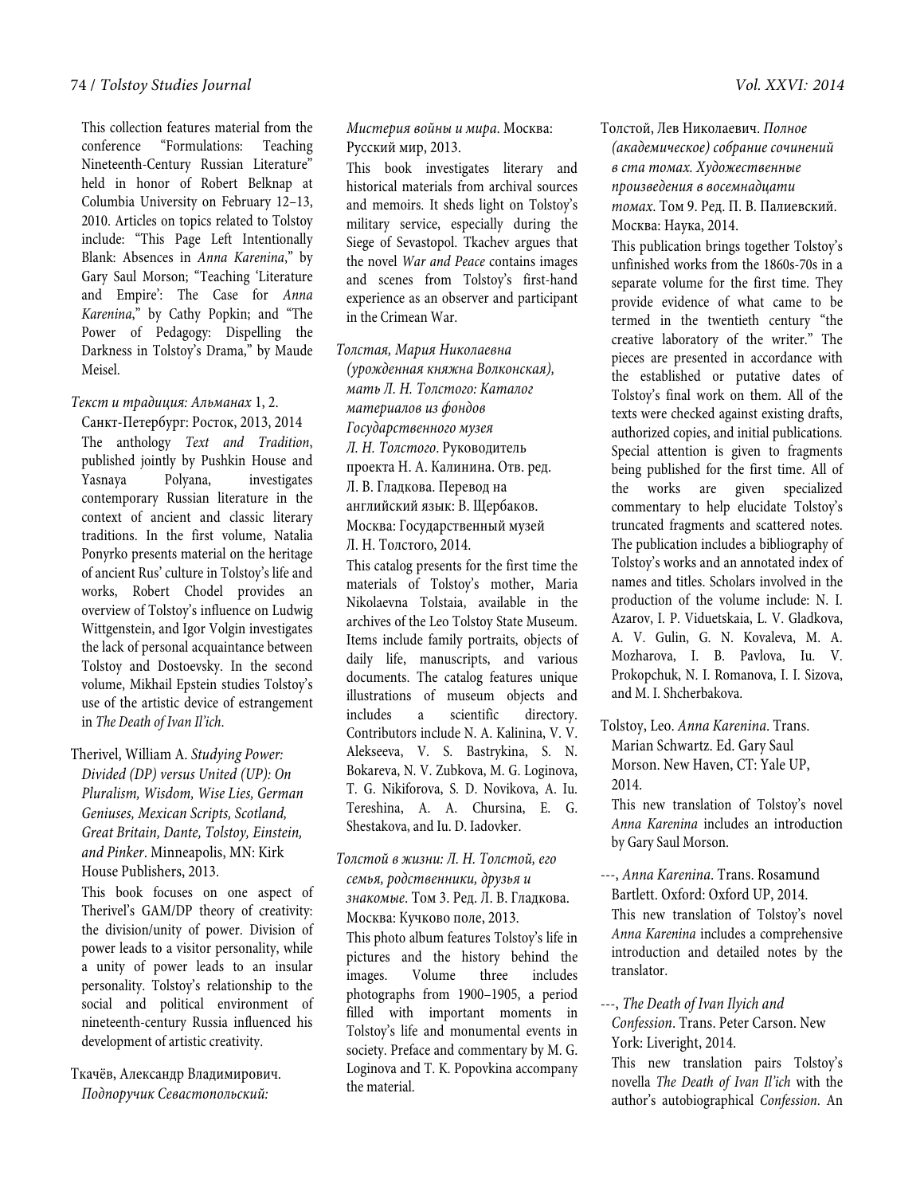This collection features material from the conference "Formulations: Teaching Nineteenth-Century Russian Literature" held in honor of Robert Belknap at Columbia University on February 12–13, 2010. Articles on topics related to Tolstoy include: "This Page Left Intentionally Blank: Absences in *Anna Karenina*," by Gary Saul Morson; "Teaching 'Literature and Empire': The Case for *Anna Karenina*," by Cathy Popkin; and "The Power of Pedagogy: Dispelling the Darkness in Tolstoy's Drama," by Maude Meisel.

*Текст и традиция: Альманах* 1, 2. Санкт-Петербург: Росток, 2013, 2014

The anthology *Text and Tradition*, published jointly by Pushkin House and Yasnaya Polyana, investigates contemporary Russian literature in the context of ancient and classic literary traditions. In the first volume, Natalia Ponyrko presents material on the heritage of ancient Rus' culture in Tolstoy's life and works, Robert Chodel provides an overview of Tolstoy's influence on Ludwig Wittgenstein, and Igor Volgin investigates the lack of personal acquaintance between Tolstoy and Dostoevsky. In the second volume, Mikhail Epstein studies Tolstoy's use of the artistic device of estrangement in *The Death of Ivan Il'ich.*

Therivel, William A. *Studying Power: Divided (DP) versus United (UP): On Pluralism, Wisdom, Wise Lies, German Geniuses, Mexican Scripts, Scotland, Great Britain, Dante, Tolstoy, Einstein, and Pinker*. Minneapolis, MN: Kirk House Publishers, 2013.

This book focuses on one aspect of Therivel's GAM/DP theory of creativity: the division/unity of power. Division of power leads to a visitor personality, while a unity of power leads to an insular personality. Tolstoy's relationship to the social and political environment of nineteenth-century Russia influenced his development of artistic creativity.

Ткачёв, Александр Владимирович. *Подпоручик Севастопольский: Мистерия войны и мира*. Москва: Русский мир, 2013.

This book investigates literary and historical materials from archival sources and memoirs. It sheds light on Tolstoy's military service, especially during the Siege of Sevastopol. Tkachev argues that the novel *War and Peace* contains images and scenes from Tolstoy's first-hand experience as an observer and participant in the Crimean War.

*Толстая, Мария Николаевна (урожденная княжна Волконская), мать Л. Н. Толстого: Каталог материалов из фондов Государственного музея Л. Н. Толстого*. Руководитель проекта Н. А. Калинина. Отв. ред. Л. В. Гладкова. Перевод на английский язык: В. Щербаков. Москва: Государственный музей Л. Н. Толстого, 2014.

This catalog presents for the first time the materials of Tolstoy's mother, Maria Nikolaevna Tolstaia, available in the archives of the Leo Tolstoy State Museum. Items include family portraits, objects of daily life, manuscripts, and various documents. The catalog features unique illustrations of museum objects and includes a scientific directory. Contributors include N. A. Kalinina, V. V. Alekseeva, V. S. Bastrykina, S. N. Bokareva, N. V. Zubkova, M. G. Loginova, T. G. Nikiforova, S. D. Novikova, A. Iu. Tereshina, A. A. Chursina, E. G. Shestakova, and Iu. D. Iadovker.

*Толстой в жизни: Л. Н. Толстой, его семья, родственники, друзья и знакомые*. Том 3. Ред. Л. В. Гладкова. Москва: Кучково поле, 2013.

This photo album features Tolstoy's life in pictures and the history behind the images. Volume three includes photographs from 1900–1905, a period filled with important moments in Tolstoy's life and monumental events in society. Preface and commentary by M. G. Loginova and T. K. Popovkina accompany the material.

Толстой, Лев Николаевич. *Полное (академическое) собрание сочинений в ста томах. Художественные произведения в восемнадцати томах*. Том 9. Ред. П. В. Палиевский. Москва: Наука, 2014.

This publication brings together Tolstoy's unfinished works from the 1860s-70s in a separate volume for the first time. They provide evidence of what came to be termed in the twentieth century "the creative laboratory of the writer." The pieces are presented in accordance with the established or putative dates of Tolstoy's final work on them. All of the texts were checked against existing drafts, authorized copies, and initial publications. Special attention is given to fragments being published for the first time. All of the works are given specialized commentary to help elucidate Tolstoy's truncated fragments and scattered notes. The publication includes a bibliography of Tolstoy's works and an annotated index of names and titles. Scholars involved in the production of the volume include: N. I. Azarov, I. P. Viduetskaia, L. V. Gladkova, A. V. Gulin, G. N. Kovaleva, M. A. Mozharova, I. B. Pavlova, Iu. V. Prokopchuk, N. I. Romanova, I. I. Sizova, and M. I. Shcherbakova.

Tolstoy, Leo. *Anna Karenina*. Trans. Marian Schwartz. Ed. Gary Saul Morson. New Haven, CT: Yale UP, 2014.

This new translation of Tolstoy's novel *Anna Karenina* includes an introduction by Gary Saul Morson.

---, *Anna Karenina*. Trans. Rosamund Bartlett. Oxford: Oxford UP, 2014.

This new translation of Tolstoy's novel *Anna Karenina* includes a comprehensive introduction and detailed notes by the translator.

---, *The Death of Ivan Ilyich and Confession*. Trans. Peter Carson. New York: Liveright, 2014.

This new translation pairs Tolstoy's novella *The Death of Ivan Il'ich* with the author's autobiographical *Confession*. An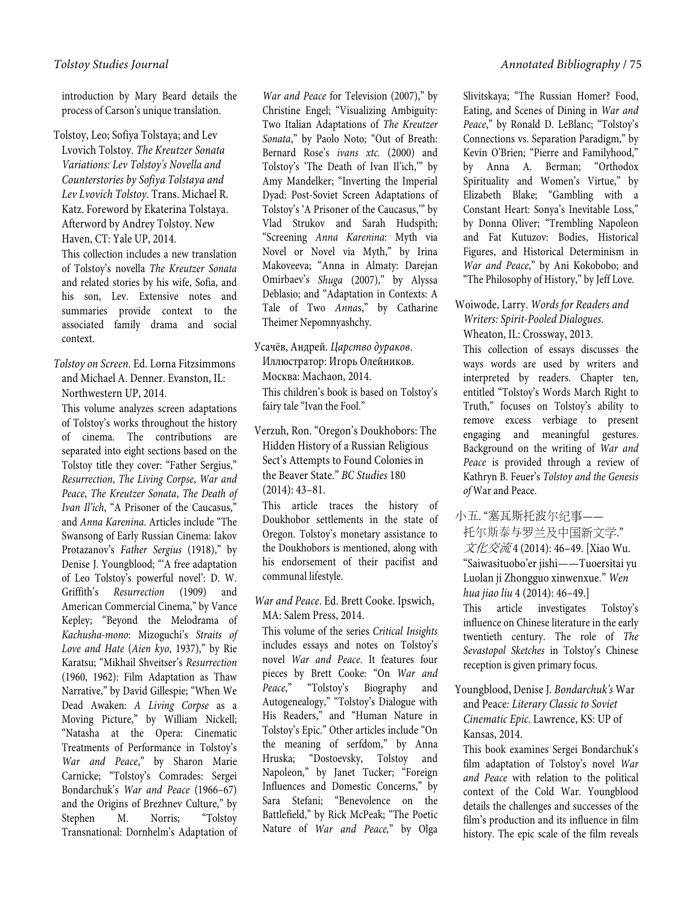introduction by Mary Beard details the process of Carson's unique translation.

Tolstoy, Leo; Sofiya Tolstaya; and Lev Lvovich Tolstoy. *The Kreutzer Sonata Variations: Lev Tolstoy's Novella and Counterstories by Sofiya Tolstaya and Lev Lvovich Tolstoy*. Trans. Michael R. Katz. Foreword by Ekaterina Tolstaya. Afterword by Andrey Tolstoy. New Haven, CT: Yale UP, 2014.

This collection includes a new translation of Tolstoy's novella *The Kreutzer Sonata* and related stories by his wife, Sofia, and his son, Lev. Extensive notes and summaries provide context to the associated family drama and social context.

*Tolstoy on Screen*. Ed. Lorna Fitzsimmons and Michael A. Denner. Evanston, IL: Northwestern UP, 2014.

This volume analyzes screen adaptations of Tolstoy's works throughout the history of cinema. The contributions are separated into eight sections based on the Tolstoy title they cover: "Father Sergius," *Resurrection*, *The Living Corpse*, *War and Peace*, *The Kreutzer Sonata*, *The Death of Ivan Il'ich*, "A Prisoner of the Caucasus," and *Anna Karenina*. Articles include "The Swansong of Early Russian Cinema: Iakov Protazanov's *Father Sergius* (1918)," by Denise J. Youngblood; "'A free adaptation of Leo Tolstoy's powerful novel': D. W. Griffith's *Resurrection* (1909) and American Commercial Cinema," by Vance Kepley; "Beyond the Melodrama of *Kachusha-mono*: Mizoguchi's *Straits of Love and Hate* (*Aien kyo*, 1937)," by Rie Karatsu; "Mikhail Shveitser's *Resurrection* (1960, 1962): Film Adaptation as Thaw Narrative," by David Gillespie; "When We Dead Awaken: *A Living Corpse* as a Moving Picture," by William Nickell; "Natasha at the Opera: Cinematic Treatments of Performance in Tolstoy's *War and Peace*," by Sharon Marie Carnicke; "Tolstoy's Comrades: Sergei Bondarchuk's *War and Peace* (1966–67) and the Origins of Brezhnev Culture," by Stephen M. Norris; "Tolstoy Transnational: Dornhelm's Adaptation of *War and Peace* for Television (2007)," by Christine Engel; "Visualizing Ambiguity: Two Italian Adaptations of *The Kreutzer Sonata*," by Paolo Noto; "Out of Breath: Bernard Rose's *ivans xtc.* (2000) and Tolstoy's 'The Death of Ivan Il'ich,'" by Amy Mandelker; "Inverting the Imperial Dyad: Post-Soviet Screen Adaptations of Tolstoy's 'A Prisoner of the Caucasus,'" by Vlad Strukov and Sarah Hudspith; "Screening *Anna Karenina*: Myth via Novel or Novel via Myth," by Irina Makoveeva; "Anna in Almaty: Darejan Omirbaev's *Shuga* (2007)," by Alyssa Deblasio; and "Adaptation in Contexts: A Tale of Two *Anna*s," by Catharine Theimer Nepomnyashchy.

Усачёв, Андрей. *Царство дураков*. Иллюстратор: Игорь Олейников. Москва: Machaon, 2014.

This children's book is based on Tolstoy's fairy tale "Ivan the Fool."

Verzuh, Ron. "Oregon's Doukhobors: The Hidden History of a Russian Religious Sect's Attempts to Found Colonies in the Beaver State." *BC Studies* 180 (2014): 43–81.

This article traces the history of Doukhobor settlements in the state of Oregon. Tolstoy's monetary assistance to the Doukhobors is mentioned, along with his endorsement of their pacifist and communal lifestyle.

*War and Peace*. Ed. Brett Cooke. Ipswich, MA: Salem Press, 2014.

This volume of the series *Critical Insights* includes essays and notes on Tolstoy's novel *War and Peace*. It features four pieces by Brett Cooke: "On *War and Peace*," "Tolstoy's Biography and Autogenealogy," "Tolstoy's Dialogue with His Readers," and "Human Nature in Tolstoy's Epic." Other articles include "On the meaning of serfdom," by Anna Hruska; "Dostoevsky, Tolstoy and Napoleon," by Janet Tucker; "Foreign Influences and Domestic Concerns," by Sara Stefani; "Benevolence on the Battlefield," by Rick McPeak; "The Poetic Nature of *War and Peace,*" by Olga Slivitskaya; "The Russian Homer? Food, Eating, and Scenes of Dining in *War and Peace*," by Ronald D. LeBlanc; "Tolstoy's Connections vs. Separation Paradigm," by Kevin O'Brien; "Pierre and Familyhood," by Anna A. Berman; "Orthodox Spirituality and Women's Virtue," by Elizabeth Blake; "Gambling with a Constant Heart: Sonya's Inevitable Loss," by Donna Oliver; "Trembling Napoleon and Fat Kutuzov: Bodies, Historical Figures, and Historical Determinism in *War and Peace*," by Ani Kokobobo; and "The Philosophy of History," by Jeff Love.

Woiwode, Larry. *Words for Readers and Writers: Spirit-Pooled Dialogues*. Wheaton, IL: Crossway, 2013.

This collection of essays discusses the ways words are used by writers and interpreted by readers. Chapter ten, entitled "Tolstoy's Words March Right to Truth," focuses on Tolstoy's ability to remove excess verbiage to present engaging and meaningful gestures. Background on the writing of *War and Peace* is provided through a review of Kathryn B. Feuer's *Tolstoy and the Genesis of* War and Peace.

小五. "塞瓦斯托波尔纪事——托尔斯泰与罗兰及中国新文学." *文化交流* 4 (2014): 46–49. [Xiao Wu. "Saiwasituobo'er jishi——Tuoersitai yu Luolan ji Zhongguo xinwenxue." *Wen hua jiao liu* 4 (2014): 46–49.]

This article investigates Tolstoy's influence on Chinese literature in the early twentieth century. The role of *The Sevastopol Sketches* in Tolstoy's Chinese reception is given primary focus.

Youngblood, Denise J. *Bondarchuk's* War and Peace*: Literary Classic to Soviet Cinematic Epic*. Lawrence, KS: UP of Kansas, 2014.

This book examines Sergei Bondarchuk's film adaptation of Tolstoy's novel *War and Peace* with relation to the political context of the Cold War. Youngblood details the challenges and successes of the film's production and its influence in film history. The epic scale of the film reveals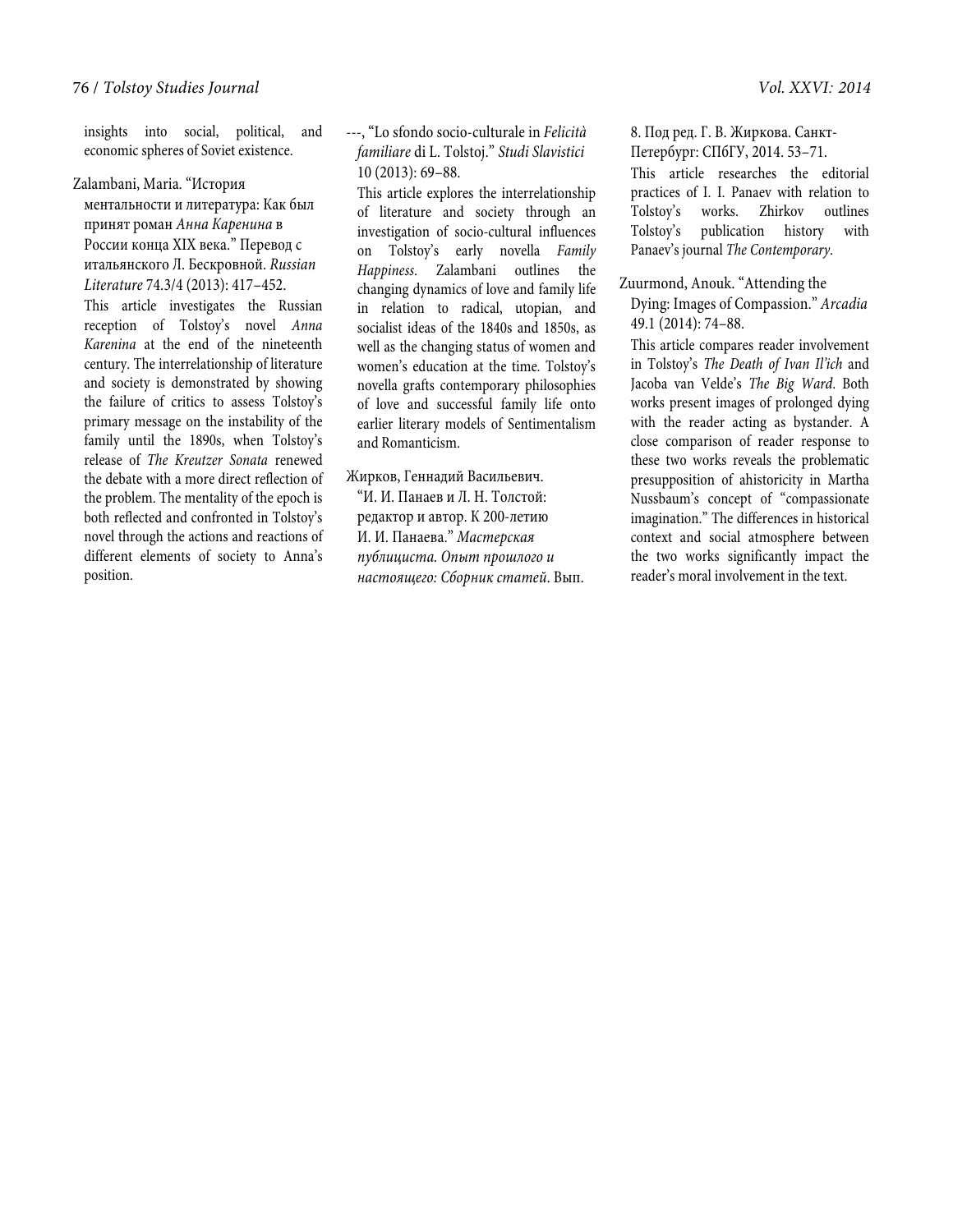insights into social, political, and economic spheres of Soviet existence.

Zalambani, Maria. “История ментальности и литература: Как был принят роман *Анна Каренина* в России конца XIX века.” Перевод с итальянского Л. Бескровной. *Russian Literature* 74.3/4 (2013): 417–452.

This article investigates the Russian reception of Tolstoy's novel *Anna Karenina* at the end of the nineteenth century. The interrelationship of literature and society is demonstrated by showing the failure of critics to assess Tolstoy's primary message on the instability of the family until the 1890s, when Tolstoy's release of *The Kreutzer Sonata* renewed the debate with a more direct reflection of the problem. The mentality of the epoch is both reflected and confronted in Tolstoy's novel through the actions and reactions of different elements of society to Anna's position.

---, “Lo sfondo socio-culturale in *Felicità familiare* di L. Tolstoj.” *Studi Slavistici* 10 (2013): 69–88.

This article explores the interrelationship of literature and society through an investigation of socio-cultural influences on Tolstoy's early novella *Family Happiness*. Zalambani outlines the changing dynamics of love and family life in relation to radical, utopian, and socialist ideas of the 1840s and 1850s, as well as the changing status of women and women's education at the time. Tolstoy's novella grafts contemporary philosophies of love and successful family life onto earlier literary models of Sentimentalism and Romanticism.

Жирков, Геннадий Васильевич. “И. И. Панаев и Л. Н. Толстой: редактор и автор. К 200-летию И. И. Панаева.” *Мастерская публициста. Опыт прошлого и настоящего: Сборник статей*. Вып. 8. Под ред. Г. В. Жиркова. Санкт-Петербург: СПбГУ, 2014. 53–71.

This article researches the editorial practices of I. I. Panaev with relation to Tolstoy's works. Zhirkov outlines Tolstoy's publication history with Panaev's journal *The Contemporary*.

Zuurmond, Anouk. “Attending the Dying: Images of Compassion.” *Arcadia* 49.1 (2014): 74–88.

This article compares reader involvement in Tolstoy's *The Death of Ivan Il'ich* and Jacoba van Velde's *The Big Ward*. Both works present images of prolonged dying with the reader acting as bystander. A close comparison of reader response to these two works reveals the problematic presupposition of ahistoricity in Martha Nussbaum's concept of “compassionate imagination.” The differences in historical context and social atmosphere between the two works significantly impact the reader's moral involvement in the text.